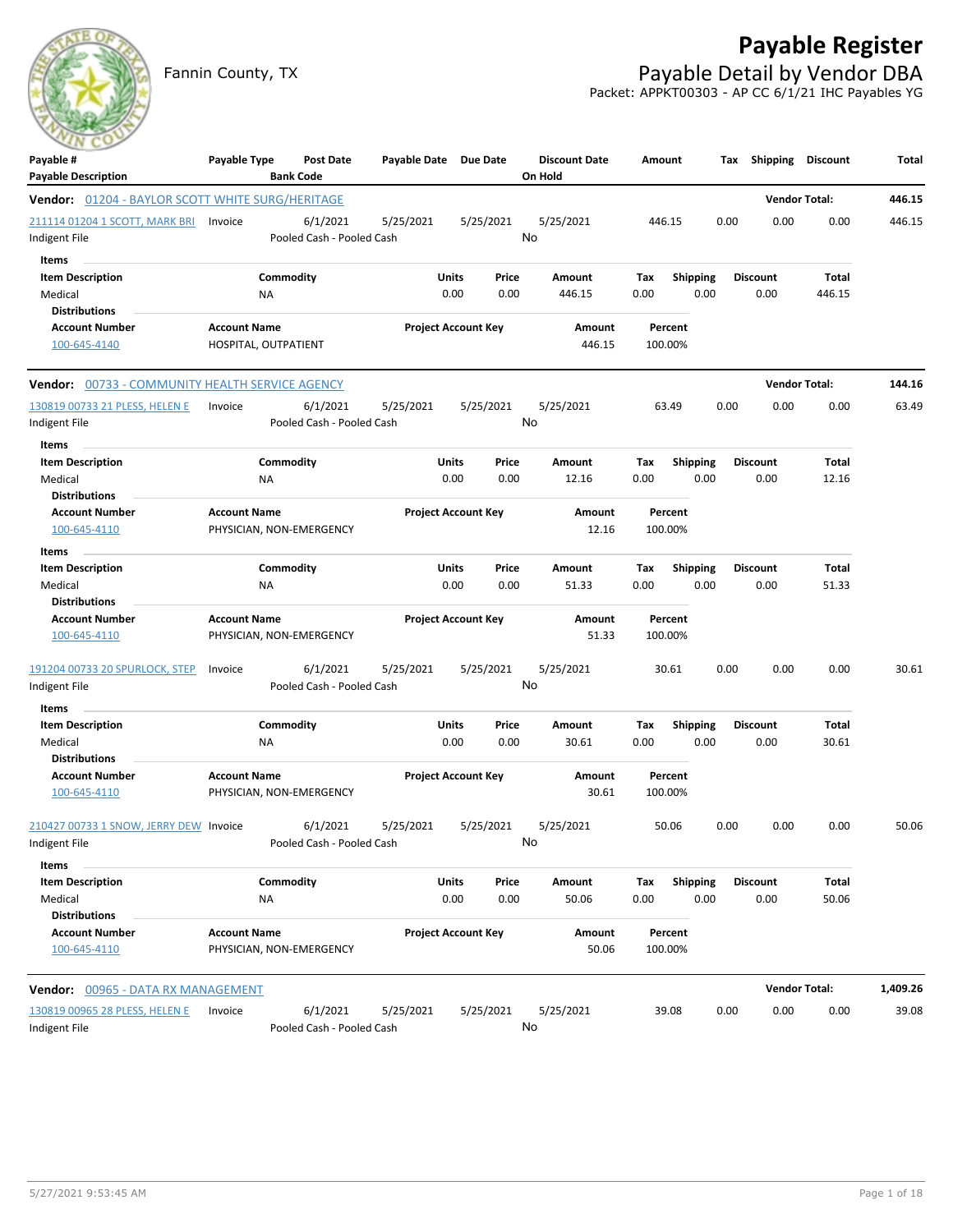# Payable Register

Fannin County, TX

## Payable Detail by Vendor DBA

Packet: APPKT00303 - AP CC 6/1/21 IHC Payables YG

| Payable # / Payable Description | Payable Type | Post Date / Bank Code | Payable Date | Due Date | Discount Date / On Hold | Amount | Tax | Shipping | Discount | Total |
|---|---|---|---|---|---|---|---|---|---|---|

**Vendor: 01204 - BAYLOR SCOTT WHITE SURG/HERITAGE** — Vendor Total: **446.15**

| Payable # / Payable Description | Payable Type | Post Date / Bank Code | Payable Date | Due Date | Discount Date / On Hold | Amount | Tax | Shipping | Discount | Total |
|---|---|---|---|---|---|---|---|---|---|---|
| 211114 01204 1 SCOTT, MARK BRI / Indigent File | Invoice | 6/1/2021 / Pooled Cash - Pooled Cash | 5/25/2021 | 5/25/2021 | 5/25/2021 / No | 446.15 | 0.00 | 0.00 | 0.00 | 446.15 |

Items

| Item Description | Commodity | Units | Price | Amount | Tax | Shipping | Discount | Total |
|---|---|---|---|---|---|---|---|---|
| Medical | NA | 0.00 | 0.00 | 446.15 | 0.00 | 0.00 | 0.00 | 446.15 |

Distributions

| Account Number | Account Name | Project Account Key | Amount | Percent |
|---|---|---|---|---|
| 100-645-4140 | HOSPITAL, OUTPATIENT | | 446.15 | 100.00% |

**Vendor: 00733 - COMMUNITY HEALTH SERVICE AGENCY** — Vendor Total: **144.16**

| Payable # / Payable Description | Payable Type | Post Date / Bank Code | Payable Date | Due Date | Discount Date / On Hold | Amount | Tax | Shipping | Discount | Total |
|---|---|---|---|---|---|---|---|---|---|---|
| 130819 00733 21 PLESS, HELEN E / Indigent File | Invoice | 6/1/2021 / Pooled Cash - Pooled Cash | 5/25/2021 | 5/25/2021 | 5/25/2021 / No | 63.49 | 0.00 | 0.00 | 0.00 | 63.49 |

Items

| Item Description | Commodity | Units | Price | Amount | Tax | Shipping | Discount | Total |
|---|---|---|---|---|---|---|---|---|
| Medical | NA | 0.00 | 0.00 | 12.16 | 0.00 | 0.00 | 0.00 | 12.16 |

Distributions

| Account Number | Account Name | Project Account Key | Amount | Percent |
|---|---|---|---|---|
| 100-645-4110 | PHYSICIAN, NON-EMERGENCY | | 12.16 | 100.00% |

Items

| Item Description | Commodity | Units | Price | Amount | Tax | Shipping | Discount | Total |
|---|---|---|---|---|---|---|---|---|
| Medical | NA | 0.00 | 0.00 | 51.33 | 0.00 | 0.00 | 0.00 | 51.33 |

Distributions

| Account Number | Account Name | Project Account Key | Amount | Percent |
|---|---|---|---|---|
| 100-645-4110 | PHYSICIAN, NON-EMERGENCY | | 51.33 | 100.00% |

| Payable # / Payable Description | Payable Type | Post Date / Bank Code | Payable Date | Due Date | Discount Date / On Hold | Amount | Tax | Shipping | Discount | Total |
|---|---|---|---|---|---|---|---|---|---|---|
| 191204 00733 20 SPURLOCK, STEP / Indigent File | Invoice | 6/1/2021 / Pooled Cash - Pooled Cash | 5/25/2021 | 5/25/2021 | 5/25/2021 / No | 30.61 | 0.00 | 0.00 | 0.00 | 30.61 |

Items

| Item Description | Commodity | Units | Price | Amount | Tax | Shipping | Discount | Total |
|---|---|---|---|---|---|---|---|---|
| Medical | NA | 0.00 | 0.00 | 30.61 | 0.00 | 0.00 | 0.00 | 30.61 |

Distributions

| Account Number | Account Name | Project Account Key | Amount | Percent |
|---|---|---|---|---|
| 100-645-4110 | PHYSICIAN, NON-EMERGENCY | | 30.61 | 100.00% |

| Payable # / Payable Description | Payable Type | Post Date / Bank Code | Payable Date | Due Date | Discount Date / On Hold | Amount | Tax | Shipping | Discount | Total |
|---|---|---|---|---|---|---|---|---|---|---|
| 210427 00733 1 SNOW, JERRY DEW / Indigent File | Invoice | 6/1/2021 / Pooled Cash - Pooled Cash | 5/25/2021 | 5/25/2021 | 5/25/2021 / No | 50.06 | 0.00 | 0.00 | 0.00 | 50.06 |

Items

| Item Description | Commodity | Units | Price | Amount | Tax | Shipping | Discount | Total |
|---|---|---|---|---|---|---|---|---|
| Medical | NA | 0.00 | 0.00 | 50.06 | 0.00 | 0.00 | 0.00 | 50.06 |

Distributions

| Account Number | Account Name | Project Account Key | Amount | Percent |
|---|---|---|---|---|
| 100-645-4110 | PHYSICIAN, NON-EMERGENCY | | 50.06 | 100.00% |

**Vendor: 00965 - DATA RX MANAGEMENT** — Vendor Total: **1,409.26**

| Payable # / Payable Description | Payable Type | Post Date / Bank Code | Payable Date | Due Date | Discount Date / On Hold | Amount | Tax | Shipping | Discount | Total |
|---|---|---|---|---|---|---|---|---|---|---|
| 130819 00965 28 PLESS, HELEN E / Indigent File | Invoice | 6/1/2021 / Pooled Cash - Pooled Cash | 5/25/2021 | 5/25/2021 | 5/25/2021 / No | 39.08 | 0.00 | 0.00 | 0.00 | 39.08 |

5/27/2021 9:53:45 AM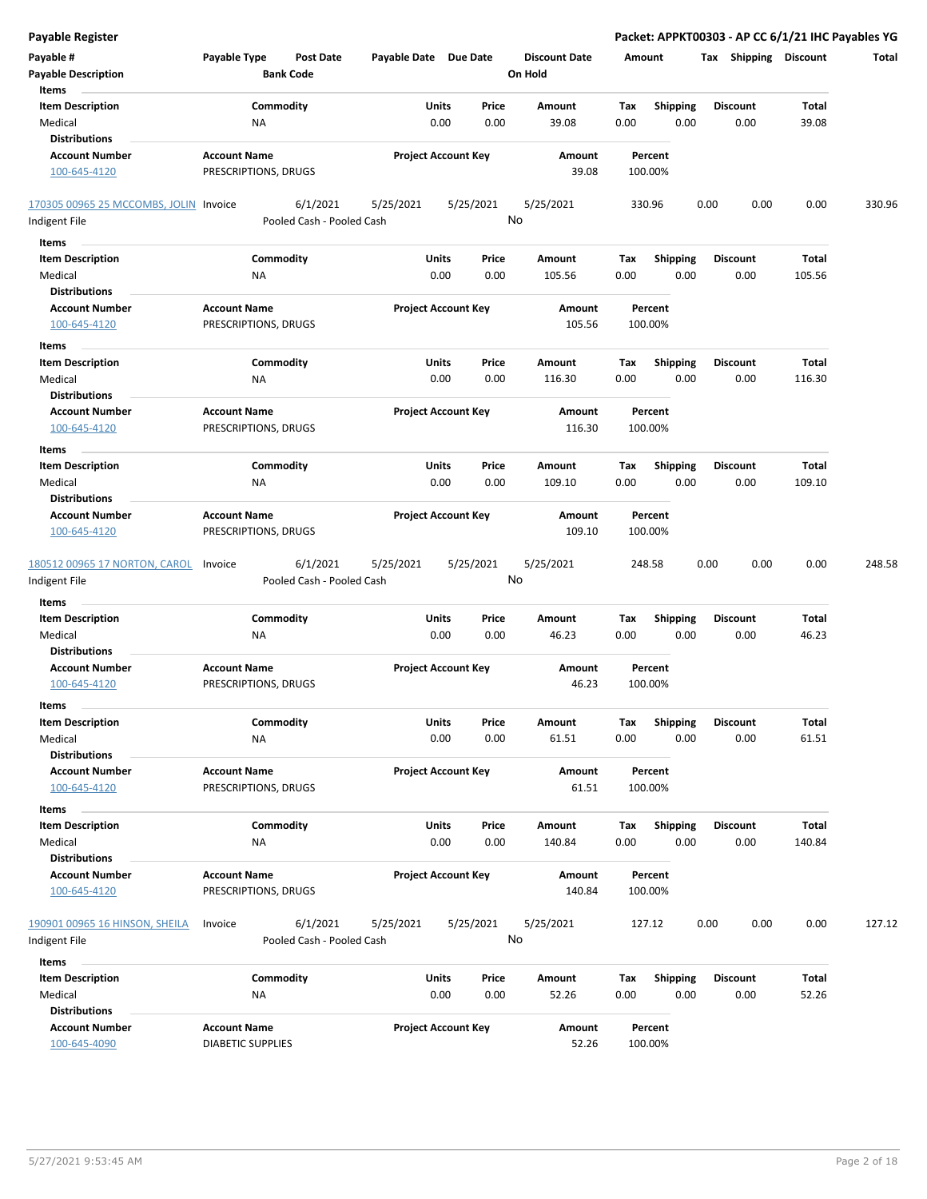**Payable Register** — **Packet: APPKT00303 - AP CC 6/1/21 IHC Payables YG**

| Payable # | Payable Type | Post Date | Payable Date | Due Date | Discount Date | Amount | Tax | Shipping | Discount | Total |
|---|---|---|---|---|---|---|---|---|---|---|
| Payable Description | | Bank Code | | | On Hold | | | | | |

Items

| Item Description | Commodity | Units | Price | Amount | Tax | Shipping | Discount | Total |
|---|---|---|---|---|---|---|---|---|
| Medical | NA | 0.00 | 0.00 | 39.08 | 0.00 | 0.00 | 0.00 | 39.08 |

Distributions

| Account Number | Account Name | Project Account Key | Amount | Percent |
|---|---|---|---|---|
| 100-645-4120 | PRESCRIPTIONS, DRUGS | | 39.08 | 100.00% |

| Payable # | Payable Type | Post Date | Payable Date | Due Date | Discount Date | Amount | Tax | Shipping | Discount | Total |
|---|---|---|---|---|---|---|---|---|---|---|
| 170305 00965 25 MCCOMBS, JOLIN | Invoice | 6/1/2021 | 5/25/2021 | 5/25/2021 | 5/25/2021 | 330.96 | 0.00 | 0.00 | 0.00 | 330.96 |
| Indigent File | | Pooled Cash - Pooled Cash | | | No | | | | | |

Items

| Item Description | Commodity | Units | Price | Amount | Tax | Shipping | Discount | Total |
|---|---|---|---|---|---|---|---|---|
| Medical | NA | 0.00 | 0.00 | 105.56 | 0.00 | 0.00 | 0.00 | 105.56 |

Distributions

| Account Number | Account Name | Project Account Key | Amount | Percent |
|---|---|---|---|---|
| 100-645-4120 | PRESCRIPTIONS, DRUGS | | 105.56 | 100.00% |

Items

| Item Description | Commodity | Units | Price | Amount | Tax | Shipping | Discount | Total |
|---|---|---|---|---|---|---|---|---|
| Medical | NA | 0.00 | 0.00 | 116.30 | 0.00 | 0.00 | 0.00 | 116.30 |

Distributions

| Account Number | Account Name | Project Account Key | Amount | Percent |
|---|---|---|---|---|
| 100-645-4120 | PRESCRIPTIONS, DRUGS | | 116.30 | 100.00% |

Items

| Item Description | Commodity | Units | Price | Amount | Tax | Shipping | Discount | Total |
|---|---|---|---|---|---|---|---|---|
| Medical | NA | 0.00 | 0.00 | 109.10 | 0.00 | 0.00 | 0.00 | 109.10 |

Distributions

| Account Number | Account Name | Project Account Key | Amount | Percent |
|---|---|---|---|---|
| 100-645-4120 | PRESCRIPTIONS, DRUGS | | 109.10 | 100.00% |

| Payable # | Payable Type | Post Date | Payable Date | Due Date | Discount Date | Amount | Tax | Shipping | Discount | Total |
|---|---|---|---|---|---|---|---|---|---|---|
| 180512 00965 17 NORTON, CAROL | Invoice | 6/1/2021 | 5/25/2021 | 5/25/2021 | 5/25/2021 | 248.58 | 0.00 | 0.00 | 0.00 | 248.58 |
| Indigent File | | Pooled Cash - Pooled Cash | | | No | | | | | |

Items

| Item Description | Commodity | Units | Price | Amount | Tax | Shipping | Discount | Total |
|---|---|---|---|---|---|---|---|---|
| Medical | NA | 0.00 | 0.00 | 46.23 | 0.00 | 0.00 | 0.00 | 46.23 |

Distributions

| Account Number | Account Name | Project Account Key | Amount | Percent |
|---|---|---|---|---|
| 100-645-4120 | PRESCRIPTIONS, DRUGS | | 46.23 | 100.00% |

Items

| Item Description | Commodity | Units | Price | Amount | Tax | Shipping | Discount | Total |
|---|---|---|---|---|---|---|---|---|
| Medical | NA | 0.00 | 0.00 | 61.51 | 0.00 | 0.00 | 0.00 | 61.51 |

Distributions

| Account Number | Account Name | Project Account Key | Amount | Percent |
|---|---|---|---|---|
| 100-645-4120 | PRESCRIPTIONS, DRUGS | | 61.51 | 100.00% |

Items

| Item Description | Commodity | Units | Price | Amount | Tax | Shipping | Discount | Total |
|---|---|---|---|---|---|---|---|---|
| Medical | NA | 0.00 | 0.00 | 140.84 | 0.00 | 0.00 | 0.00 | 140.84 |

Distributions

| Account Number | Account Name | Project Account Key | Amount | Percent |
|---|---|---|---|---|
| 100-645-4120 | PRESCRIPTIONS, DRUGS | | 140.84 | 100.00% |

| Payable # | Payable Type | Post Date | Payable Date | Due Date | Discount Date | Amount | Tax | Shipping | Discount | Total |
|---|---|---|---|---|---|---|---|---|---|---|
| 190901 00965 16 HINSON, SHEILA | Invoice | 6/1/2021 | 5/25/2021 | 5/25/2021 | 5/25/2021 | 127.12 | 0.00 | 0.00 | 0.00 | 127.12 |
| Indigent File | | Pooled Cash - Pooled Cash | | | No | | | | | |

Items

| Item Description | Commodity | Units | Price | Amount | Tax | Shipping | Discount | Total |
|---|---|---|---|---|---|---|---|---|
| Medical | NA | 0.00 | 0.00 | 52.26 | 0.00 | 0.00 | 0.00 | 52.26 |

Distributions

| Account Number | Account Name | Project Account Key | Amount | Percent |
|---|---|---|---|---|
| 100-645-4090 | DIABETIC SUPPLIES | | 52.26 | 100.00% |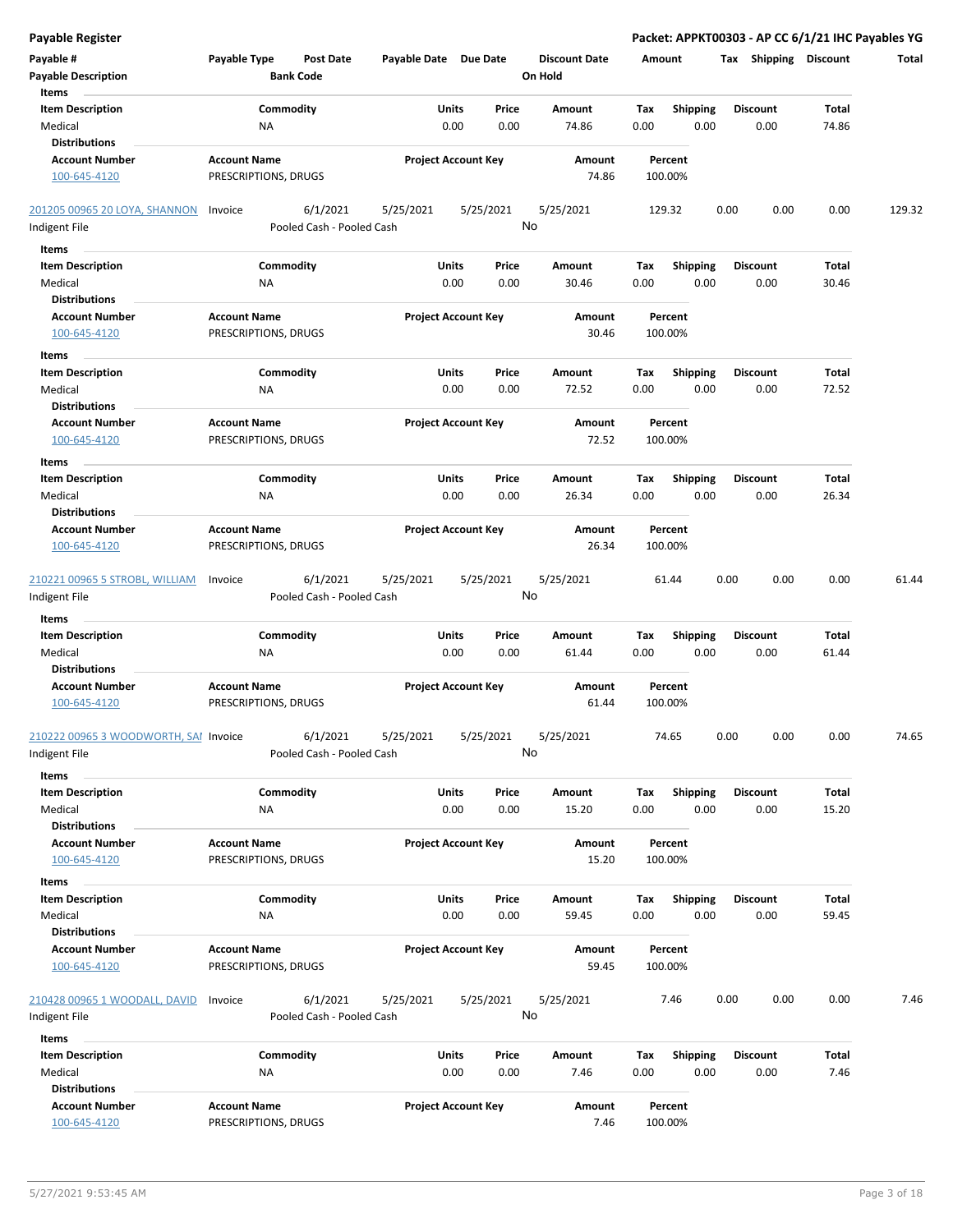**Payable Register** — **Packet: APPKT00303 - AP CC 6/1/21 IHC Payables YG**

| Payable # | Payable Type | Post Date | Payable Date | Due Date | Discount Date | Amount | Tax | Shipping | Discount | Total |
|---|---|---|---|---|---|---|---|---|---|---|
| **Payable Description** | | **Bank Code** | | | **On Hold** | | | | | |

**Items**

| Item Description | Commodity | Units | Price | Amount | Tax | Shipping | Discount | Total |
|---|---|---|---|---|---|---|---|---|
| Medical | NA | 0.00 | 0.00 | 74.86 | 0.00 | 0.00 | 0.00 | 74.86 |

**Distributions**

| Account Number | Account Name | Project Account Key | Amount | Percent |
|---|---|---|---|---|
| 100-645-4120 | PRESCRIPTIONS, DRUGS | | 74.86 | 100.00% |

| Payable # | Payable Type | Post Date | Payable Date | Due Date | Discount Date | Amount | Tax | Shipping | Discount | Total |
|---|---|---|---|---|---|---|---|---|---|---|
| 201205 00965 20 LOYA, SHANNON | Invoice | 6/1/2021 | 5/25/2021 | 5/25/2021 | 5/25/2021 | 129.32 | 0.00 | 0.00 | 0.00 | 129.32 |
| Indigent File | | Pooled Cash - Pooled Cash | | | No | | | | | |

**Items**

| Item Description | Commodity | Units | Price | Amount | Tax | Shipping | Discount | Total |
|---|---|---|---|---|---|---|---|---|
| Medical | NA | 0.00 | 0.00 | 30.46 | 0.00 | 0.00 | 0.00 | 30.46 |

**Distributions**

| Account Number | Account Name | Project Account Key | Amount | Percent |
|---|---|---|---|---|
| 100-645-4120 | PRESCRIPTIONS, DRUGS | | 30.46 | 100.00% |

**Items**

| Item Description | Commodity | Units | Price | Amount | Tax | Shipping | Discount | Total |
|---|---|---|---|---|---|---|---|---|
| Medical | NA | 0.00 | 0.00 | 72.52 | 0.00 | 0.00 | 0.00 | 72.52 |

**Distributions**

| Account Number | Account Name | Project Account Key | Amount | Percent |
|---|---|---|---|---|
| 100-645-4120 | PRESCRIPTIONS, DRUGS | | 72.52 | 100.00% |

**Items**

| Item Description | Commodity | Units | Price | Amount | Tax | Shipping | Discount | Total |
|---|---|---|---|---|---|---|---|---|
| Medical | NA | 0.00 | 0.00 | 26.34 | 0.00 | 0.00 | 0.00 | 26.34 |

**Distributions**

| Account Number | Account Name | Project Account Key | Amount | Percent |
|---|---|---|---|---|
| 100-645-4120 | PRESCRIPTIONS, DRUGS | | 26.34 | 100.00% |

| Payable # | Payable Type | Post Date | Payable Date | Due Date | Discount Date | Amount | Tax | Shipping | Discount | Total |
|---|---|---|---|---|---|---|---|---|---|---|
| 210221 00965 5 STROBL, WILLIAM | Invoice | 6/1/2021 | 5/25/2021 | 5/25/2021 | 5/25/2021 | 61.44 | 0.00 | 0.00 | 0.00 | 61.44 |
| Indigent File | | Pooled Cash - Pooled Cash | | | No | | | | | |

**Items**

| Item Description | Commodity | Units | Price | Amount | Tax | Shipping | Discount | Total |
|---|---|---|---|---|---|---|---|---|
| Medical | NA | 0.00 | 0.00 | 61.44 | 0.00 | 0.00 | 0.00 | 61.44 |

**Distributions**

| Account Number | Account Name | Project Account Key | Amount | Percent |
|---|---|---|---|---|
| 100-645-4120 | PRESCRIPTIONS, DRUGS | | 61.44 | 100.00% |

| Payable # | Payable Type | Post Date | Payable Date | Due Date | Discount Date | Amount | Tax | Shipping | Discount | Total |
|---|---|---|---|---|---|---|---|---|---|---|
| 210222 00965 3 WOODWORTH, SAI | Invoice | 6/1/2021 | 5/25/2021 | 5/25/2021 | 5/25/2021 | 74.65 | 0.00 | 0.00 | 0.00 | 74.65 |
| Indigent File | | Pooled Cash - Pooled Cash | | | No | | | | | |

**Items**

| Item Description | Commodity | Units | Price | Amount | Tax | Shipping | Discount | Total |
|---|---|---|---|---|---|---|---|---|
| Medical | NA | 0.00 | 0.00 | 15.20 | 0.00 | 0.00 | 0.00 | 15.20 |

**Distributions**

| Account Number | Account Name | Project Account Key | Amount | Percent |
|---|---|---|---|---|
| 100-645-4120 | PRESCRIPTIONS, DRUGS | | 15.20 | 100.00% |

**Items**

| Item Description | Commodity | Units | Price | Amount | Tax | Shipping | Discount | Total |
|---|---|---|---|---|---|---|---|---|
| Medical | NA | 0.00 | 0.00 | 59.45 | 0.00 | 0.00 | 0.00 | 59.45 |

**Distributions**

| Account Number | Account Name | Project Account Key | Amount | Percent |
|---|---|---|---|---|
| 100-645-4120 | PRESCRIPTIONS, DRUGS | | 59.45 | 100.00% |

| Payable # | Payable Type | Post Date | Payable Date | Due Date | Discount Date | Amount | Tax | Shipping | Discount | Total |
|---|---|---|---|---|---|---|---|---|---|---|
| 210428 00965 1 WOODALL, DAVID | Invoice | 6/1/2021 | 5/25/2021 | 5/25/2021 | 5/25/2021 | 7.46 | 0.00 | 0.00 | 0.00 | 7.46 |
| Indigent File | | Pooled Cash - Pooled Cash | | | No | | | | | |

**Items**

| Item Description | Commodity | Units | Price | Amount | Tax | Shipping | Discount | Total |
|---|---|---|---|---|---|---|---|---|
| Medical | NA | 0.00 | 0.00 | 7.46 | 0.00 | 0.00 | 0.00 | 7.46 |

**Distributions**

| Account Number | Account Name | Project Account Key | Amount | Percent |
|---|---|---|---|---|
| 100-645-4120 | PRESCRIPTIONS, DRUGS | | 7.46 | 100.00% |

5/27/2021 9:53:45 AM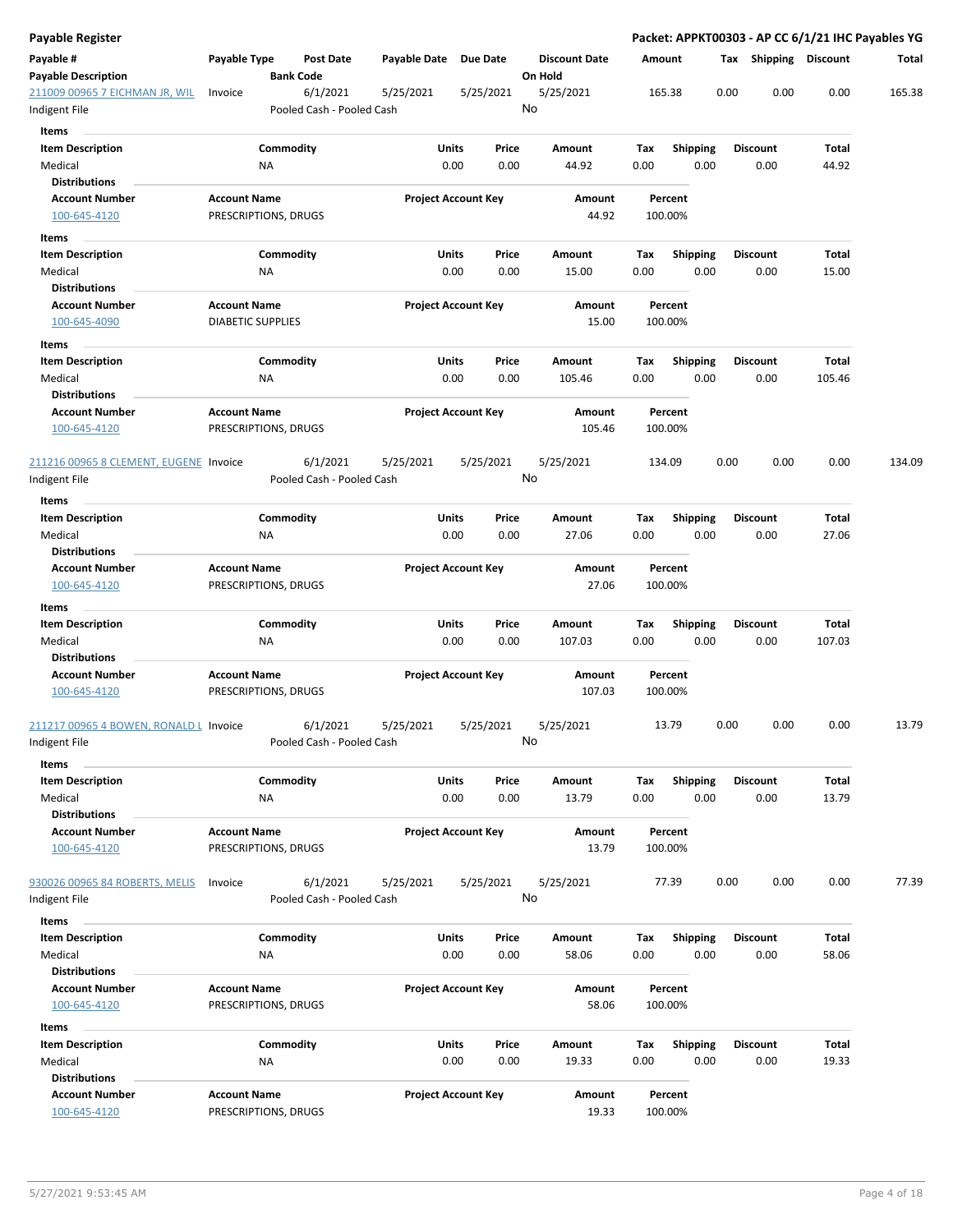# Payable Register

**Packet: APPKT00303 - AP CC 6/1/21 IHC Payables YG**

| Payable # | Payable Type | Post Date | Payable Date | Due Date | Discount Date | Amount | Tax | Shipping | Discount | Total |
|---|---|---|---|---|---|---|---|---|---|---|
| **Payable Description** | | **Bank Code** | | | **On Hold** | | | | | |
| 211009 00965 7 EICHMAN JR, WIL | Invoice | 6/1/2021 | 5/25/2021 | 5/25/2021 | 5/25/2021 | 165.38 | 0.00 | 0.00 | 0.00 | 165.38 |
| Indigent File | | Pooled Cash - Pooled Cash | | | No | | | | | |

**Items**

| Item Description | Commodity | Units | Price | Amount | Tax | Shipping | Discount | Total |
|---|---|---|---|---|---|---|---|---|
| Medical | NA | 0.00 | 0.00 | 44.92 | 0.00 | 0.00 | 0.00 | 44.92 |

**Distributions**

| Account Number | Account Name | Project Account Key | Amount | Percent |
|---|---|---|---|---|
| 100-645-4120 | PRESCRIPTIONS, DRUGS | | 44.92 | 100.00% |

**Items**

| Item Description | Commodity | Units | Price | Amount | Tax | Shipping | Discount | Total |
|---|---|---|---|---|---|---|---|---|
| Medical | NA | 0.00 | 0.00 | 15.00 | 0.00 | 0.00 | 0.00 | 15.00 |

**Distributions**

| Account Number | Account Name | Project Account Key | Amount | Percent |
|---|---|---|---|---|
| 100-645-4090 | DIABETIC SUPPLIES | | 15.00 | 100.00% |

**Items**

| Item Description | Commodity | Units | Price | Amount | Tax | Shipping | Discount | Total |
|---|---|---|---|---|---|---|---|---|
| Medical | NA | 0.00 | 0.00 | 105.46 | 0.00 | 0.00 | 0.00 | 105.46 |

**Distributions**

| Account Number | Account Name | Project Account Key | Amount | Percent |
|---|---|---|---|---|
| 100-645-4120 | PRESCRIPTIONS, DRUGS | | 105.46 | 100.00% |

| Payable # | Payable Type | Post Date | Payable Date | Due Date | Discount Date | Amount | Tax | Shipping | Discount | Total |
|---|---|---|---|---|---|---|---|---|---|---|
| 211216 00965 8 CLEMENT, EUGENE | Invoice | 6/1/2021 | 5/25/2021 | 5/25/2021 | 5/25/2021 | 134.09 | 0.00 | 0.00 | 0.00 | 134.09 |
| Indigent File | | Pooled Cash - Pooled Cash | | | No | | | | | |

**Items**

| Item Description | Commodity | Units | Price | Amount | Tax | Shipping | Discount | Total |
|---|---|---|---|---|---|---|---|---|
| Medical | NA | 0.00 | 0.00 | 27.06 | 0.00 | 0.00 | 0.00 | 27.06 |

**Distributions**

| Account Number | Account Name | Project Account Key | Amount | Percent |
|---|---|---|---|---|
| 100-645-4120 | PRESCRIPTIONS, DRUGS | | 27.06 | 100.00% |

**Items**

| Item Description | Commodity | Units | Price | Amount | Tax | Shipping | Discount | Total |
|---|---|---|---|---|---|---|---|---|
| Medical | NA | 0.00 | 0.00 | 107.03 | 0.00 | 0.00 | 0.00 | 107.03 |

**Distributions**

| Account Number | Account Name | Project Account Key | Amount | Percent |
|---|---|---|---|---|
| 100-645-4120 | PRESCRIPTIONS, DRUGS | | 107.03 | 100.00% |

| Payable # | Payable Type | Post Date | Payable Date | Due Date | Discount Date | Amount | Tax | Shipping | Discount | Total |
|---|---|---|---|---|---|---|---|---|---|---|
| 211217 00965 4 BOWEN, RONALD L | Invoice | 6/1/2021 | 5/25/2021 | 5/25/2021 | 5/25/2021 | 13.79 | 0.00 | 0.00 | 0.00 | 13.79 |
| Indigent File | | Pooled Cash - Pooled Cash | | | No | | | | | |

**Items**

| Item Description | Commodity | Units | Price | Amount | Tax | Shipping | Discount | Total |
|---|---|---|---|---|---|---|---|---|
| Medical | NA | 0.00 | 0.00 | 13.79 | 0.00 | 0.00 | 0.00 | 13.79 |

**Distributions**

| Account Number | Account Name | Project Account Key | Amount | Percent |
|---|---|---|---|---|
| 100-645-4120 | PRESCRIPTIONS, DRUGS | | 13.79 | 100.00% |

| Payable # | Payable Type | Post Date | Payable Date | Due Date | Discount Date | Amount | Tax | Shipping | Discount | Total |
|---|---|---|---|---|---|---|---|---|---|---|
| 930026 00965 84 ROBERTS, MELIS | Invoice | 6/1/2021 | 5/25/2021 | 5/25/2021 | 5/25/2021 | 77.39 | 0.00 | 0.00 | 0.00 | 77.39 |
| Indigent File | | Pooled Cash - Pooled Cash | | | No | | | | | |

**Items**

| Item Description | Commodity | Units | Price | Amount | Tax | Shipping | Discount | Total |
|---|---|---|---|---|---|---|---|---|
| Medical | NA | 0.00 | 0.00 | 58.06 | 0.00 | 0.00 | 0.00 | 58.06 |

**Distributions**

| Account Number | Account Name | Project Account Key | Amount | Percent |
|---|---|---|---|---|
| 100-645-4120 | PRESCRIPTIONS, DRUGS | | 58.06 | 100.00% |

**Items**

| Item Description | Commodity | Units | Price | Amount | Tax | Shipping | Discount | Total |
|---|---|---|---|---|---|---|---|---|
| Medical | NA | 0.00 | 0.00 | 19.33 | 0.00 | 0.00 | 0.00 | 19.33 |

**Distributions**

| Account Number | Account Name | Project Account Key | Amount | Percent |
|---|---|---|---|---|
| 100-645-4120 | PRESCRIPTIONS, DRUGS | | 19.33 | 100.00% |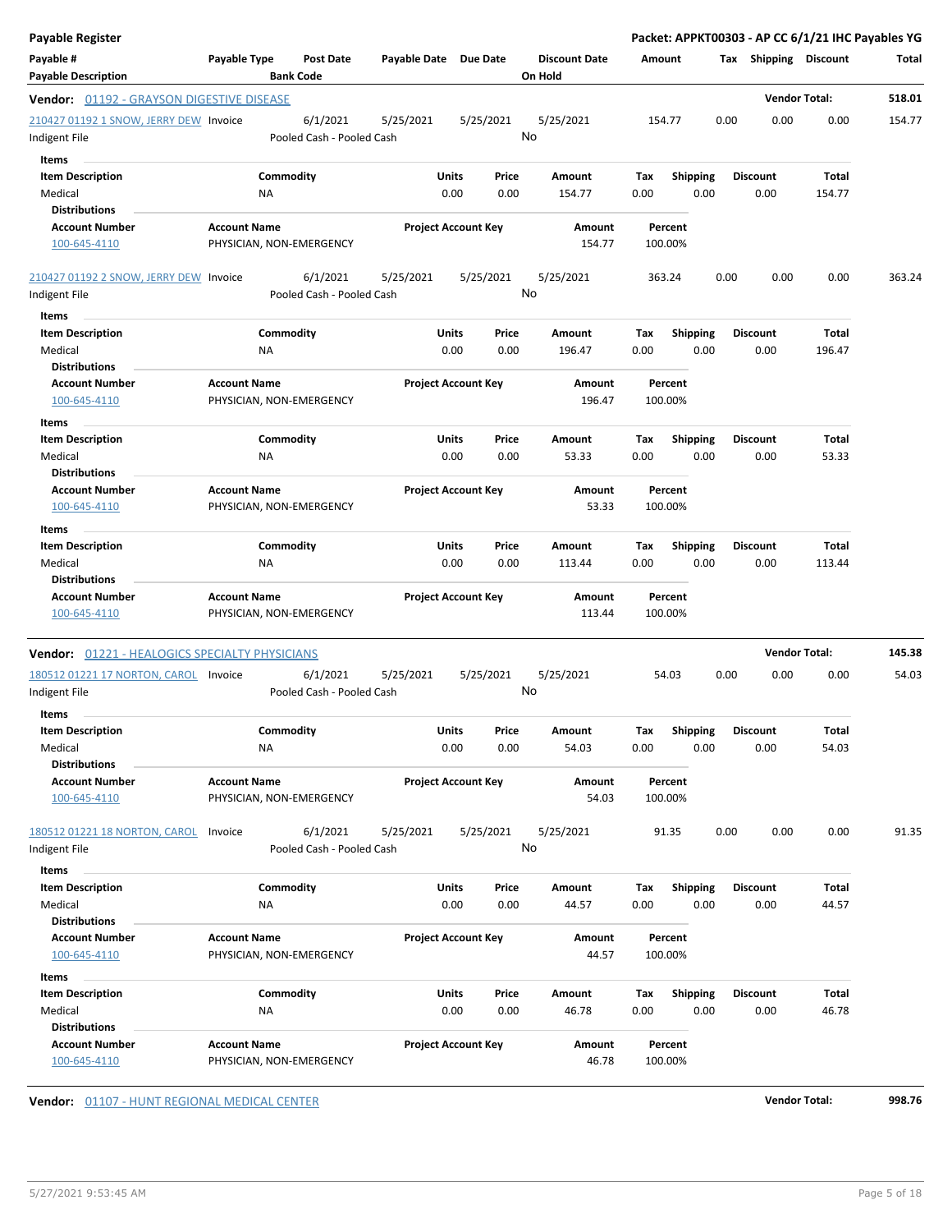**Payable Register** — Packet: APPKT00303 - AP CC 6/1/21 IHC Payables YG

| Payable # / Payable Description | Payable Type | Post Date / Bank Code | Payable Date | Due Date | Discount Date / On Hold | Amount | Tax | Shipping | Discount | Total |
|---|---|---|---|---|---|---|---|---|---|---|

**Vendor: 01192 - GRAYSON DIGESTIVE DISEASE** — Vendor Total: 518.01

| Payable # | Payable Type | Post Date | Payable Date | Due Date | Discount Date | Amount | Tax | Shipping | Discount | Total |
|---|---|---|---|---|---|---|---|---|---|---|
| 210427 01192 1 SNOW, JERRY DEW | Invoice | 6/1/2021 | 5/25/2021 | 5/25/2021 | 5/25/2021 | 154.77 | 0.00 | 0.00 | 0.00 | 154.77 |
| Indigent File | | Pooled Cash - Pooled Cash | | | No | | | | | |

Items

| Item Description | Commodity | Units | Price | Amount | Tax | Shipping | Discount | Total |
|---|---|---|---|---|---|---|---|---|
| Medical | NA | 0.00 | 0.00 | 154.77 | 0.00 | 0.00 | 0.00 | 154.77 |

Distributions

| Account Number | Account Name | Project Account Key | Amount | Percent |
|---|---|---|---|---|
| 100-645-4110 | PHYSICIAN, NON-EMERGENCY | | 154.77 | 100.00% |

| Payable # | Payable Type | Post Date | Payable Date | Due Date | Discount Date | Amount | Tax | Shipping | Discount | Total |
|---|---|---|---|---|---|---|---|---|---|---|
| 210427 01192 2 SNOW, JERRY DEW | Invoice | 6/1/2021 | 5/25/2021 | 5/25/2021 | 5/25/2021 | 363.24 | 0.00 | 0.00 | 0.00 | 363.24 |
| Indigent File | | Pooled Cash - Pooled Cash | | | No | | | | | |

Items

| Item Description | Commodity | Units | Price | Amount | Tax | Shipping | Discount | Total |
|---|---|---|---|---|---|---|---|---|
| Medical | NA | 0.00 | 0.00 | 196.47 | 0.00 | 0.00 | 0.00 | 196.47 |

Distributions

| Account Number | Account Name | Project Account Key | Amount | Percent |
|---|---|---|---|---|
| 100-645-4110 | PHYSICIAN, NON-EMERGENCY | | 196.47 | 100.00% |

Items

| Item Description | Commodity | Units | Price | Amount | Tax | Shipping | Discount | Total |
|---|---|---|---|---|---|---|---|---|
| Medical | NA | 0.00 | 0.00 | 53.33 | 0.00 | 0.00 | 0.00 | 53.33 |

Distributions

| Account Number | Account Name | Project Account Key | Amount | Percent |
|---|---|---|---|---|
| 100-645-4110 | PHYSICIAN, NON-EMERGENCY | | 53.33 | 100.00% |

Items

| Item Description | Commodity | Units | Price | Amount | Tax | Shipping | Discount | Total |
|---|---|---|---|---|---|---|---|---|
| Medical | NA | 0.00 | 0.00 | 113.44 | 0.00 | 0.00 | 0.00 | 113.44 |

Distributions

| Account Number | Account Name | Project Account Key | Amount | Percent |
|---|---|---|---|---|
| 100-645-4110 | PHYSICIAN, NON-EMERGENCY | | 113.44 | 100.00% |

**Vendor: 01221 - HEALOGICS SPECIALTY PHYSICIANS** — Vendor Total: 145.38

| Payable # | Payable Type | Post Date | Payable Date | Due Date | Discount Date | Amount | Tax | Shipping | Discount | Total |
|---|---|---|---|---|---|---|---|---|---|---|
| 180512 01221 17 NORTON, CAROL | Invoice | 6/1/2021 | 5/25/2021 | 5/25/2021 | 5/25/2021 | 54.03 | 0.00 | 0.00 | 0.00 | 54.03 |
| Indigent File | | Pooled Cash - Pooled Cash | | | No | | | | | |

Items

| Item Description | Commodity | Units | Price | Amount | Tax | Shipping | Discount | Total |
|---|---|---|---|---|---|---|---|---|
| Medical | NA | 0.00 | 0.00 | 54.03 | 0.00 | 0.00 | 0.00 | 54.03 |

Distributions

| Account Number | Account Name | Project Account Key | Amount | Percent |
|---|---|---|---|---|
| 100-645-4110 | PHYSICIAN, NON-EMERGENCY | | 54.03 | 100.00% |

| Payable # | Payable Type | Post Date | Payable Date | Due Date | Discount Date | Amount | Tax | Shipping | Discount | Total |
|---|---|---|---|---|---|---|---|---|---|---|
| 180512 01221 18 NORTON, CAROL | Invoice | 6/1/2021 | 5/25/2021 | 5/25/2021 | 5/25/2021 | 91.35 | 0.00 | 0.00 | 0.00 | 91.35 |
| Indigent File | | Pooled Cash - Pooled Cash | | | No | | | | | |

Items

| Item Description | Commodity | Units | Price | Amount | Tax | Shipping | Discount | Total |
|---|---|---|---|---|---|---|---|---|
| Medical | NA | 0.00 | 0.00 | 44.57 | 0.00 | 0.00 | 0.00 | 44.57 |

Distributions

| Account Number | Account Name | Project Account Key | Amount | Percent |
|---|---|---|---|---|
| 100-645-4110 | PHYSICIAN, NON-EMERGENCY | | 44.57 | 100.00% |

Items

| Item Description | Commodity | Units | Price | Amount | Tax | Shipping | Discount | Total |
|---|---|---|---|---|---|---|---|---|
| Medical | NA | 0.00 | 0.00 | 46.78 | 0.00 | 0.00 | 0.00 | 46.78 |

Distributions

| Account Number | Account Name | Project Account Key | Amount | Percent |
|---|---|---|---|---|
| 100-645-4110 | PHYSICIAN, NON-EMERGENCY | | 46.78 | 100.00% |

**Vendor: 01107 - HUNT REGIONAL MEDICAL CENTER** — Vendor Total: 998.76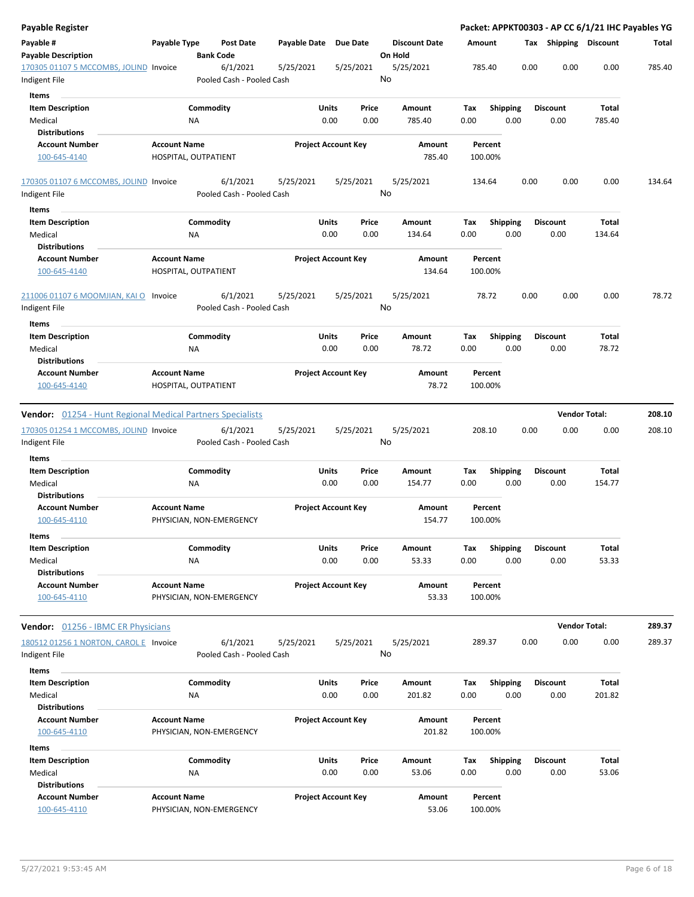**Payable Register** — **Packet: APPKT00303 - AP CC 6/1/21 IHC Payables YG**

| Payable # / Payable Description | Payable Type | Post Date / Bank Code | Payable Date | Due Date | Discount Date / On Hold | Amount | Tax | Shipping | Discount | Total |
|---|---|---|---|---|---|---|---|---|---|---|
| 170305 01107 5 MCCOMBS, JOLIND / Indigent File | Invoice | 6/1/2021 / Pooled Cash - Pooled Cash | 5/25/2021 | 5/25/2021 | 5/25/2021 / No | 785.40 | 0.00 | 0.00 | 0.00 | 785.40 |

**Items**

| Item Description | Commodity | Units | Price | Amount | Tax | Shipping | Discount | Total |
|---|---|---|---|---|---|---|---|---|
| Medical | NA | 0.00 | 0.00 | 785.40 | 0.00 | 0.00 | 0.00 | 785.40 |

**Distributions**

| Account Number | Account Name | Project Account Key | Amount | Percent |
|---|---|---|---|---|
| 100-645-4140 | HOSPITAL, OUTPATIENT | | 785.40 | 100.00% |

| Payable # / Payable Description | Payable Type | Post Date / Bank Code | Payable Date | Due Date | Discount Date / On Hold | Amount | Tax | Shipping | Discount | Total |
|---|---|---|---|---|---|---|---|---|---|---|
| 170305 01107 6 MCCOMBS, JOLIND / Indigent File | Invoice | 6/1/2021 / Pooled Cash - Pooled Cash | 5/25/2021 | 5/25/2021 | 5/25/2021 / No | 134.64 | 0.00 | 0.00 | 0.00 | 134.64 |

**Items**

| Item Description | Commodity | Units | Price | Amount | Tax | Shipping | Discount | Total |
|---|---|---|---|---|---|---|---|---|
| Medical | NA | 0.00 | 0.00 | 134.64 | 0.00 | 0.00 | 0.00 | 134.64 |

**Distributions**

| Account Number | Account Name | Project Account Key | Amount | Percent |
|---|---|---|---|---|
| 100-645-4140 | HOSPITAL, OUTPATIENT | | 134.64 | 100.00% |

| Payable # / Payable Description | Payable Type | Post Date / Bank Code | Payable Date | Due Date | Discount Date / On Hold | Amount | Tax | Shipping | Discount | Total |
|---|---|---|---|---|---|---|---|---|---|---|
| 211006 01107 6 MOOMJIAN, KAI O / Indigent File | Invoice | 6/1/2021 / Pooled Cash - Pooled Cash | 5/25/2021 | 5/25/2021 | 5/25/2021 / No | 78.72 | 0.00 | 0.00 | 0.00 | 78.72 |

**Items**

| Item Description | Commodity | Units | Price | Amount | Tax | Shipping | Discount | Total |
|---|---|---|---|---|---|---|---|---|
| Medical | NA | 0.00 | 0.00 | 78.72 | 0.00 | 0.00 | 0.00 | 78.72 |

**Distributions**

| Account Number | Account Name | Project Account Key | Amount | Percent |
|---|---|---|---|---|
| 100-645-4140 | HOSPITAL, OUTPATIENT | | 78.72 | 100.00% |

**Vendor:** 01254 - Hunt Regional Medical Partners Specialists — **Vendor Total: 208.10**

| Payable # / Payable Description | Payable Type | Post Date / Bank Code | Payable Date | Due Date | Discount Date / On Hold | Amount | Tax | Shipping | Discount | Total |
|---|---|---|---|---|---|---|---|---|---|---|
| 170305 01254 1 MCCOMBS, JOLIND / Indigent File | Invoice | 6/1/2021 / Pooled Cash - Pooled Cash | 5/25/2021 | 5/25/2021 | 5/25/2021 / No | 208.10 | 0.00 | 0.00 | 0.00 | 208.10 |

**Items**

| Item Description | Commodity | Units | Price | Amount | Tax | Shipping | Discount | Total |
|---|---|---|---|---|---|---|---|---|
| Medical | NA | 0.00 | 0.00 | 154.77 | 0.00 | 0.00 | 0.00 | 154.77 |

**Distributions**

| Account Number | Account Name | Project Account Key | Amount | Percent |
|---|---|---|---|---|
| 100-645-4110 | PHYSICIAN, NON-EMERGENCY | | 154.77 | 100.00% |

**Items**

| Item Description | Commodity | Units | Price | Amount | Tax | Shipping | Discount | Total |
|---|---|---|---|---|---|---|---|---|
| Medical | NA | 0.00 | 0.00 | 53.33 | 0.00 | 0.00 | 0.00 | 53.33 |

**Distributions**

| Account Number | Account Name | Project Account Key | Amount | Percent |
|---|---|---|---|---|
| 100-645-4110 | PHYSICIAN, NON-EMERGENCY | | 53.33 | 100.00% |

**Vendor:** 01256 - IBMC ER Physicians — **Vendor Total: 289.37**

| Payable # / Payable Description | Payable Type | Post Date / Bank Code | Payable Date | Due Date | Discount Date / On Hold | Amount | Tax | Shipping | Discount | Total |
|---|---|---|---|---|---|---|---|---|---|---|
| 180512 01256 1 NORTON, CAROL E / Indigent File | Invoice | 6/1/2021 / Pooled Cash - Pooled Cash | 5/25/2021 | 5/25/2021 | 5/25/2021 / No | 289.37 | 0.00 | 0.00 | 0.00 | 289.37 |

**Items**

| Item Description | Commodity | Units | Price | Amount | Tax | Shipping | Discount | Total |
|---|---|---|---|---|---|---|---|---|
| Medical | NA | 0.00 | 0.00 | 201.82 | 0.00 | 0.00 | 0.00 | 201.82 |

**Distributions**

| Account Number | Account Name | Project Account Key | Amount | Percent |
|---|---|---|---|---|
| 100-645-4110 | PHYSICIAN, NON-EMERGENCY | | 201.82 | 100.00% |

**Items**

| Item Description | Commodity | Units | Price | Amount | Tax | Shipping | Discount | Total |
|---|---|---|---|---|---|---|---|---|
| Medical | NA | 0.00 | 0.00 | 53.06 | 0.00 | 0.00 | 0.00 | 53.06 |

**Distributions**

| Account Number | Account Name | Project Account Key | Amount | Percent |
|---|---|---|---|---|
| 100-645-4110 | PHYSICIAN, NON-EMERGENCY | | 53.06 | 100.00% |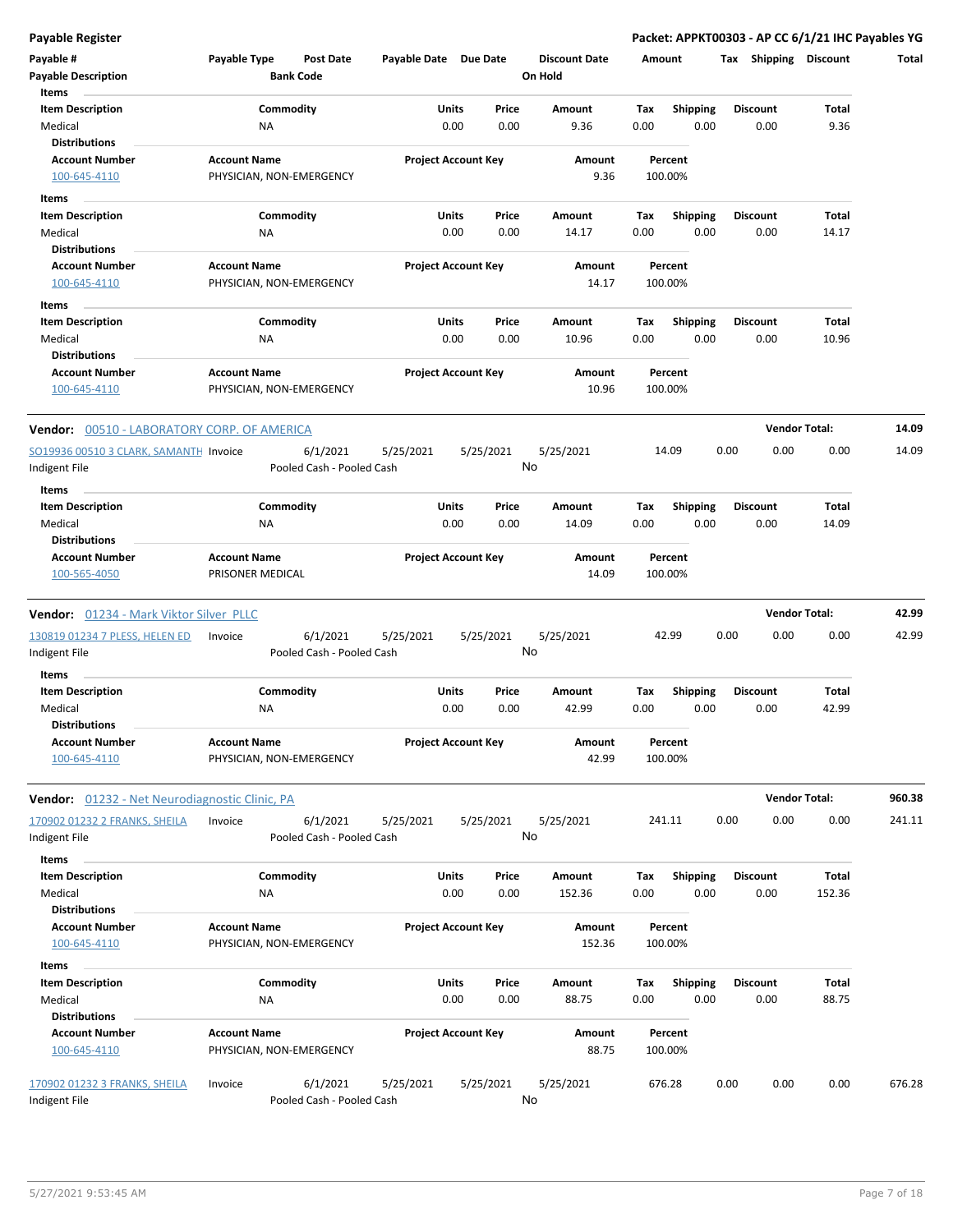**Payable Register** — Packet: APPKT00303 - AP CC 6/1/21 IHC Payables YG

| Payable # | Payable Type | Post Date | Payable Date | Due Date | Discount Date | Amount | Tax | Shipping | Discount | Total |
|---|---|---|---|---|---|---|---|---|---|---|
| Payable Description | | Bank Code | | | On Hold | | | | | |

**Items**

| Item Description | Commodity | Units | Price | Amount | Tax | Shipping | Discount | Total |
|---|---|---|---|---|---|---|---|---|
| Medical | NA | 0.00 | 0.00 | 9.36 | 0.00 | 0.00 | 0.00 | 9.36 |

**Distributions**

| Account Number | Account Name | Project Account Key | Amount | Percent |
|---|---|---|---|---|
| 100-645-4110 | PHYSICIAN, NON-EMERGENCY | | 9.36 | 100.00% |

**Items**

| Item Description | Commodity | Units | Price | Amount | Tax | Shipping | Discount | Total |
|---|---|---|---|---|---|---|---|---|
| Medical | NA | 0.00 | 0.00 | 14.17 | 0.00 | 0.00 | 0.00 | 14.17 |

**Distributions**

| Account Number | Account Name | Project Account Key | Amount | Percent |
|---|---|---|---|---|
| 100-645-4110 | PHYSICIAN, NON-EMERGENCY | | 14.17 | 100.00% |

**Items**

| Item Description | Commodity | Units | Price | Amount | Tax | Shipping | Discount | Total |
|---|---|---|---|---|---|---|---|---|
| Medical | NA | 0.00 | 0.00 | 10.96 | 0.00 | 0.00 | 0.00 | 10.96 |

**Distributions**

| Account Number | Account Name | Project Account Key | Amount | Percent |
|---|---|---|---|---|
| 100-645-4110 | PHYSICIAN, NON-EMERGENCY | | 10.96 | 100.00% |

---

**Vendor:** 00510 - LABORATORY CORP. OF AMERICA — **Vendor Total: 14.09**

| Payable # | Payable Type | Post Date | Payable Date | Due Date | Discount Date | Amount | Tax | Shipping | Discount | Total |
|---|---|---|---|---|---|---|---|---|---|---|
| SO19936 00510 3 CLARK, SAMANTH | Invoice | 6/1/2021 | 5/25/2021 | 5/25/2021 | 5/25/2021 | 14.09 | 0.00 | 0.00 | 0.00 | 14.09 |
| Indigent File | | Pooled Cash - Pooled Cash | | | No | | | | | |

**Items**

| Item Description | Commodity | Units | Price | Amount | Tax | Shipping | Discount | Total |
|---|---|---|---|---|---|---|---|---|
| Medical | NA | 0.00 | 0.00 | 14.09 | 0.00 | 0.00 | 0.00 | 14.09 |

**Distributions**

| Account Number | Account Name | Project Account Key | Amount | Percent |
|---|---|---|---|---|
| 100-565-4050 | PRISONER MEDICAL | | 14.09 | 100.00% |

---

**Vendor:** 01234 - Mark Viktor Silver PLLC — **Vendor Total: 42.99**

| Payable # | Payable Type | Post Date | Payable Date | Due Date | Discount Date | Amount | Tax | Shipping | Discount | Total |
|---|---|---|---|---|---|---|---|---|---|---|
| 130819 01234 7 PLESS, HELEN ED | Invoice | 6/1/2021 | 5/25/2021 | 5/25/2021 | 5/25/2021 | 42.99 | 0.00 | 0.00 | 0.00 | 42.99 |
| Indigent File | | Pooled Cash - Pooled Cash | | | No | | | | | |

**Items**

| Item Description | Commodity | Units | Price | Amount | Tax | Shipping | Discount | Total |
|---|---|---|---|---|---|---|---|---|
| Medical | NA | 0.00 | 0.00 | 42.99 | 0.00 | 0.00 | 0.00 | 42.99 |

**Distributions**

| Account Number | Account Name | Project Account Key | Amount | Percent |
|---|---|---|---|---|
| 100-645-4110 | PHYSICIAN, NON-EMERGENCY | | 42.99 | 100.00% |

---

**Vendor:** 01232 - Net Neurodiagnostic Clinic, PA — **Vendor Total: 960.38**

| Payable # | Payable Type | Post Date | Payable Date | Due Date | Discount Date | Amount | Tax | Shipping | Discount | Total |
|---|---|---|---|---|---|---|---|---|---|---|
| 170902 01232 2 FRANKS, SHEILA | Invoice | 6/1/2021 | 5/25/2021 | 5/25/2021 | 5/25/2021 | 241.11 | 0.00 | 0.00 | 0.00 | 241.11 |
| Indigent File | | Pooled Cash - Pooled Cash | | | No | | | | | |

**Items**

| Item Description | Commodity | Units | Price | Amount | Tax | Shipping | Discount | Total |
|---|---|---|---|---|---|---|---|---|
| Medical | NA | 0.00 | 0.00 | 152.36 | 0.00 | 0.00 | 0.00 | 152.36 |

**Distributions**

| Account Number | Account Name | Project Account Key | Amount | Percent |
|---|---|---|---|---|
| 100-645-4110 | PHYSICIAN, NON-EMERGENCY | | 152.36 | 100.00% |

**Items**

| Item Description | Commodity | Units | Price | Amount | Tax | Shipping | Discount | Total |
|---|---|---|---|---|---|---|---|---|
| Medical | NA | 0.00 | 0.00 | 88.75 | 0.00 | 0.00 | 0.00 | 88.75 |

**Distributions**

| Account Number | Account Name | Project Account Key | Amount | Percent |
|---|---|---|---|---|
| 100-645-4110 | PHYSICIAN, NON-EMERGENCY | | 88.75 | 100.00% |

| Payable # | Payable Type | Post Date | Payable Date | Due Date | Discount Date | Amount | Tax | Shipping | Discount | Total |
|---|---|---|---|---|---|---|---|---|---|---|
| 170902 01232 3 FRANKS, SHEILA | Invoice | 6/1/2021 | 5/25/2021 | 5/25/2021 | 5/25/2021 | 676.28 | 0.00 | 0.00 | 0.00 | 676.28 |
| Indigent File | | Pooled Cash - Pooled Cash | | | No | | | | | |

5/27/2021 9:53:45 AM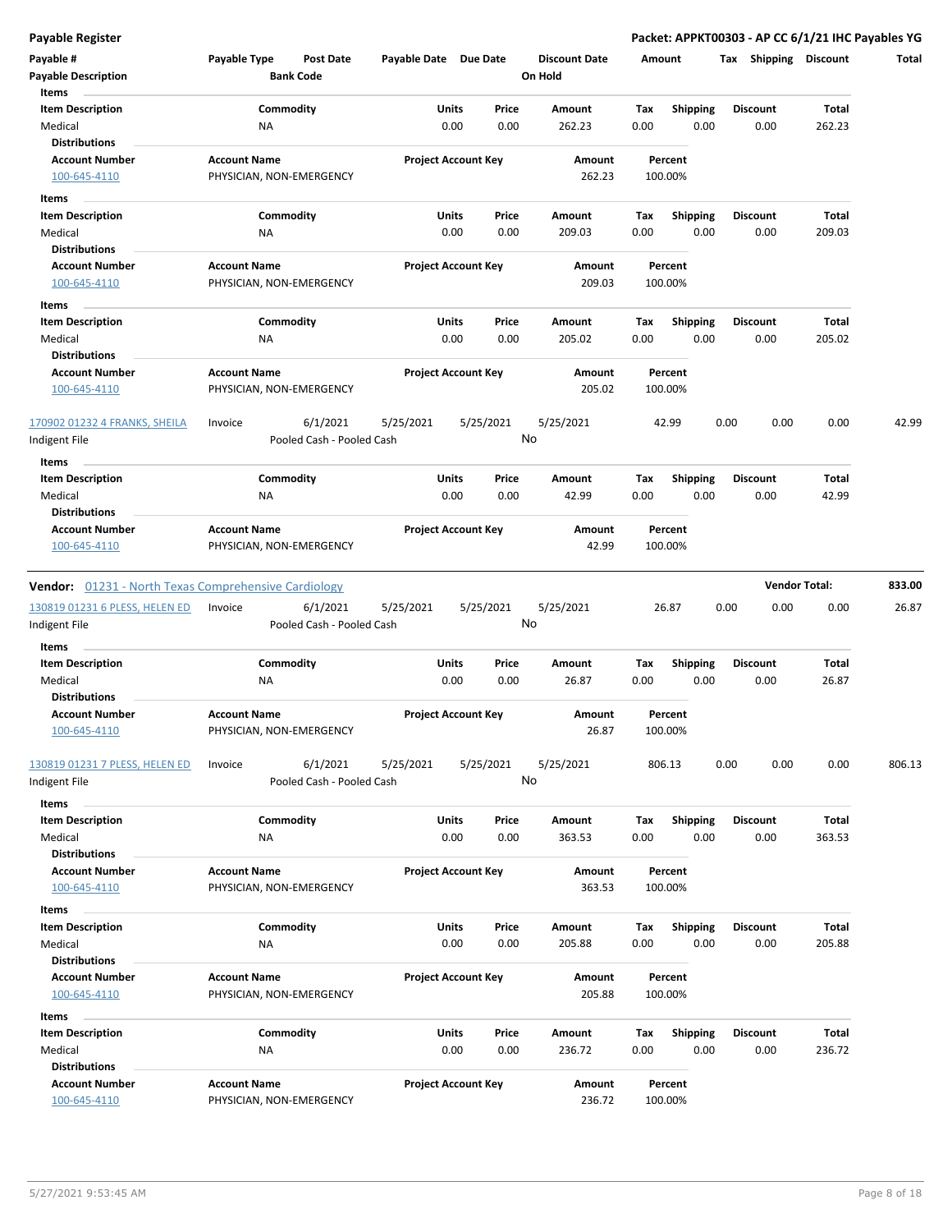**Payable Register** | **Packet: APPKT00303 - AP CC 6/1/21 IHC Payables YG**

| Payable # | Payable Type | Post Date | Payable Date | Due Date | Discount Date | Amount | Tax | Shipping | Discount | Total |
|---|---|---|---|---|---|---|---|---|---|---|
| Payable Description | | Bank Code | | | On Hold | | | | | |

**Items**

| Item Description | Commodity | Units | Price | Amount | Tax | Shipping | Discount | Total |
|---|---|---|---|---|---|---|---|---|
| Medical | NA | 0.00 | 0.00 | 262.23 | 0.00 | 0.00 | 0.00 | 262.23 |

**Distributions**

| Account Number | Account Name | Project Account Key | Amount | Percent |
|---|---|---|---|---|
| 100-645-4110 | PHYSICIAN, NON-EMERGENCY | | 262.23 | 100.00% |

**Items**

| Item Description | Commodity | Units | Price | Amount | Tax | Shipping | Discount | Total |
|---|---|---|---|---|---|---|---|---|
| Medical | NA | 0.00 | 0.00 | 209.03 | 0.00 | 0.00 | 0.00 | 209.03 |

**Distributions**

| Account Number | Account Name | Project Account Key | Amount | Percent |
|---|---|---|---|---|
| 100-645-4110 | PHYSICIAN, NON-EMERGENCY | | 209.03 | 100.00% |

**Items**

| Item Description | Commodity | Units | Price | Amount | Tax | Shipping | Discount | Total |
|---|---|---|---|---|---|---|---|---|
| Medical | NA | 0.00 | 0.00 | 205.02 | 0.00 | 0.00 | 0.00 | 205.02 |

**Distributions**

| Account Number | Account Name | Project Account Key | Amount | Percent |
|---|---|---|---|---|
| 100-645-4110 | PHYSICIAN, NON-EMERGENCY | | 205.02 | 100.00% |

| Payable # | Payable Type | Post Date | Payable Date | Due Date | Discount Date | Amount | Tax | Shipping | Discount | Total |
|---|---|---|---|---|---|---|---|---|---|---|
| 170902 01232 4 FRANKS, SHEILA | Invoice | 6/1/2021 | 5/25/2021 | 5/25/2021 | 5/25/2021 | 42.99 | 0.00 | 0.00 | 0.00 | 42.99 |
| Indigent File | | Pooled Cash - Pooled Cash | | | No | | | | | |

**Items**

| Item Description | Commodity | Units | Price | Amount | Tax | Shipping | Discount | Total |
|---|---|---|---|---|---|---|---|---|
| Medical | NA | 0.00 | 0.00 | 42.99 | 0.00 | 0.00 | 0.00 | 42.99 |

**Distributions**

| Account Number | Account Name | Project Account Key | Amount | Percent |
|---|---|---|---|---|
| 100-645-4110 | PHYSICIAN, NON-EMERGENCY | | 42.99 | 100.00% |

**Vendor:** 01231 - North Texas Comprehensive Cardiology — **Vendor Total:** 833.00

| Payable # | Payable Type | Post Date | Payable Date | Due Date | Discount Date | Amount | Tax | Shipping | Discount | Total |
|---|---|---|---|---|---|---|---|---|---|---|
| 130819 01231 6 PLESS, HELEN ED | Invoice | 6/1/2021 | 5/25/2021 | 5/25/2021 | 5/25/2021 | 26.87 | 0.00 | 0.00 | 0.00 | 26.87 |
| Indigent File | | Pooled Cash - Pooled Cash | | | No | | | | | |

**Items**

| Item Description | Commodity | Units | Price | Amount | Tax | Shipping | Discount | Total |
|---|---|---|---|---|---|---|---|---|
| Medical | NA | 0.00 | 0.00 | 26.87 | 0.00 | 0.00 | 0.00 | 26.87 |

**Distributions**

| Account Number | Account Name | Project Account Key | Amount | Percent |
|---|---|---|---|---|
| 100-645-4110 | PHYSICIAN, NON-EMERGENCY | | 26.87 | 100.00% |

| Payable # | Payable Type | Post Date | Payable Date | Due Date | Discount Date | Amount | Tax | Shipping | Discount | Total |
|---|---|---|---|---|---|---|---|---|---|---|
| 130819 01231 7 PLESS, HELEN ED | Invoice | 6/1/2021 | 5/25/2021 | 5/25/2021 | 5/25/2021 | 806.13 | 0.00 | 0.00 | 0.00 | 806.13 |
| Indigent File | | Pooled Cash - Pooled Cash | | | No | | | | | |

**Items**

| Item Description | Commodity | Units | Price | Amount | Tax | Shipping | Discount | Total |
|---|---|---|---|---|---|---|---|---|
| Medical | NA | 0.00 | 0.00 | 363.53 | 0.00 | 0.00 | 0.00 | 363.53 |

**Distributions**

| Account Number | Account Name | Project Account Key | Amount | Percent |
|---|---|---|---|---|
| 100-645-4110 | PHYSICIAN, NON-EMERGENCY | | 363.53 | 100.00% |

**Items**

| Item Description | Commodity | Units | Price | Amount | Tax | Shipping | Discount | Total |
|---|---|---|---|---|---|---|---|---|
| Medical | NA | 0.00 | 0.00 | 205.88 | 0.00 | 0.00 | 0.00 | 205.88 |

**Distributions**

| Account Number | Account Name | Project Account Key | Amount | Percent |
|---|---|---|---|---|
| 100-645-4110 | PHYSICIAN, NON-EMERGENCY | | 205.88 | 100.00% |

**Items**

| Item Description | Commodity | Units | Price | Amount | Tax | Shipping | Discount | Total |
|---|---|---|---|---|---|---|---|---|
| Medical | NA | 0.00 | 0.00 | 236.72 | 0.00 | 0.00 | 0.00 | 236.72 |

**Distributions**

| Account Number | Account Name | Project Account Key | Amount | Percent |
|---|---|---|---|---|
| 100-645-4110 | PHYSICIAN, NON-EMERGENCY | | 236.72 | 100.00% |

5/27/2021 9:53:45 AM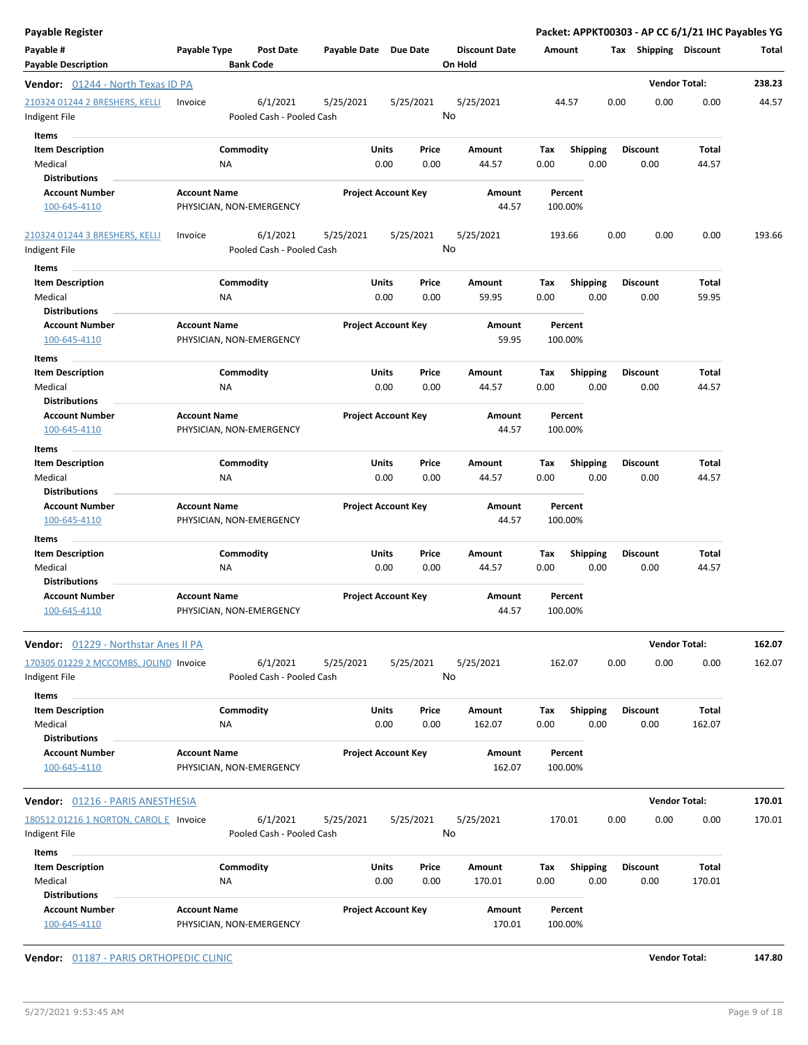**Payable Register** — Packet: APPKT00303 - AP CC 6/1/21 IHC Payables YG

| Payable # / Payable Description | Payable Type | Post Date / Bank Code | Payable Date | Due Date | Discount Date / On Hold | Amount | Tax | Shipping | Discount | Total |
|---|---|---|---|---|---|---|---|---|---|---|

## Vendor: 01244 - North Texas ID PA — Vendor Total: 238.23

| Payable # | Payable Type | Post Date | Payable Date | Due Date | Discount Date | Amount | Tax | Shipping | Discount | Total |
|---|---|---|---|---|---|---|---|---|---|---|
| 210324 01244 2 BRESHERS, KELLI | Invoice | 6/1/2021 | 5/25/2021 | 5/25/2021 | 5/25/2021 | 44.57 | 0.00 | 0.00 | 0.00 | 44.57 |
| Indigent File | | Pooled Cash - Pooled Cash | | | No | | | | | |

**Items**

| Item Description | Commodity | Units | Price | Amount | Tax | Shipping | Discount | Total |
|---|---|---|---|---|---|---|---|---|
| Medical | NA | 0.00 | 0.00 | 44.57 | 0.00 | 0.00 | 0.00 | 44.57 |

**Distributions**

| Account Number | Account Name | Project Account Key | Amount | Percent |
|---|---|---|---|---|
| 100-645-4110 | PHYSICIAN, NON-EMERGENCY | | 44.57 | 100.00% |

| Payable # | Payable Type | Post Date | Payable Date | Due Date | Discount Date | Amount | Tax | Shipping | Discount | Total |
|---|---|---|---|---|---|---|---|---|---|---|
| 210324 01244 3 BRESHERS, KELLI | Invoice | 6/1/2021 | 5/25/2021 | 5/25/2021 | 5/25/2021 | 193.66 | 0.00 | 0.00 | 0.00 | 193.66 |
| Indigent File | | Pooled Cash - Pooled Cash | | | No | | | | | |

**Items**

| Item Description | Commodity | Units | Price | Amount | Tax | Shipping | Discount | Total |
|---|---|---|---|---|---|---|---|---|
| Medical | NA | 0.00 | 0.00 | 59.95 | 0.00 | 0.00 | 0.00 | 59.95 |

**Distributions**

| Account Number | Account Name | Project Account Key | Amount | Percent |
|---|---|---|---|---|
| 100-645-4110 | PHYSICIAN, NON-EMERGENCY | | 59.95 | 100.00% |

**Items**

| Item Description | Commodity | Units | Price | Amount | Tax | Shipping | Discount | Total |
|---|---|---|---|---|---|---|---|---|
| Medical | NA | 0.00 | 0.00 | 44.57 | 0.00 | 0.00 | 0.00 | 44.57 |

**Distributions**

| Account Number | Account Name | Project Account Key | Amount | Percent |
|---|---|---|---|---|
| 100-645-4110 | PHYSICIAN, NON-EMERGENCY | | 44.57 | 100.00% |

**Items**

| Item Description | Commodity | Units | Price | Amount | Tax | Shipping | Discount | Total |
|---|---|---|---|---|---|---|---|---|
| Medical | NA | 0.00 | 0.00 | 44.57 | 0.00 | 0.00 | 0.00 | 44.57 |

**Distributions**

| Account Number | Account Name | Project Account Key | Amount | Percent |
|---|---|---|---|---|
| 100-645-4110 | PHYSICIAN, NON-EMERGENCY | | 44.57 | 100.00% |

**Items**

| Item Description | Commodity | Units | Price | Amount | Tax | Shipping | Discount | Total |
|---|---|---|---|---|---|---|---|---|
| Medical | NA | 0.00 | 0.00 | 44.57 | 0.00 | 0.00 | 0.00 | 44.57 |

**Distributions**

| Account Number | Account Name | Project Account Key | Amount | Percent |
|---|---|---|---|---|
| 100-645-4110 | PHYSICIAN, NON-EMERGENCY | | 44.57 | 100.00% |

## Vendor: 01229 - Northstar Anes II PA — Vendor Total: 162.07

| Payable # | Payable Type | Post Date | Payable Date | Due Date | Discount Date | Amount | Tax | Shipping | Discount | Total |
|---|---|---|---|---|---|---|---|---|---|---|
| 170305 01229 2 MCCOMBS, JOLIND | Invoice | 6/1/2021 | 5/25/2021 | 5/25/2021 | 5/25/2021 | 162.07 | 0.00 | 0.00 | 0.00 | 162.07 |
| Indigent File | | Pooled Cash - Pooled Cash | | | No | | | | | |

**Items**

| Item Description | Commodity | Units | Price | Amount | Tax | Shipping | Discount | Total |
|---|---|---|---|---|---|---|---|---|
| Medical | NA | 0.00 | 0.00 | 162.07 | 0.00 | 0.00 | 0.00 | 162.07 |

**Distributions**

| Account Number | Account Name | Project Account Key | Amount | Percent |
|---|---|---|---|---|
| 100-645-4110 | PHYSICIAN, NON-EMERGENCY | | 162.07 | 100.00% |

## Vendor: 01216 - PARIS ANESTHESIA — Vendor Total: 170.01

| Payable # | Payable Type | Post Date | Payable Date | Due Date | Discount Date | Amount | Tax | Shipping | Discount | Total |
|---|---|---|---|---|---|---|---|---|---|---|
| 180512 01216 1 NORTON, CAROL E | Invoice | 6/1/2021 | 5/25/2021 | 5/25/2021 | 5/25/2021 | 170.01 | 0.00 | 0.00 | 0.00 | 170.01 |
| Indigent File | | Pooled Cash - Pooled Cash | | | No | | | | | |

**Items**

| Item Description | Commodity | Units | Price | Amount | Tax | Shipping | Discount | Total |
|---|---|---|---|---|---|---|---|---|
| Medical | NA | 0.00 | 0.00 | 170.01 | 0.00 | 0.00 | 0.00 | 170.01 |

**Distributions**

| Account Number | Account Name | Project Account Key | Amount | Percent |
|---|---|---|---|---|
| 100-645-4110 | PHYSICIAN, NON-EMERGENCY | | 170.01 | 100.00% |

## Vendor: 01187 - PARIS ORTHOPEDIC CLINIC — Vendor Total: 147.80

5/27/2021 9:53:45 AM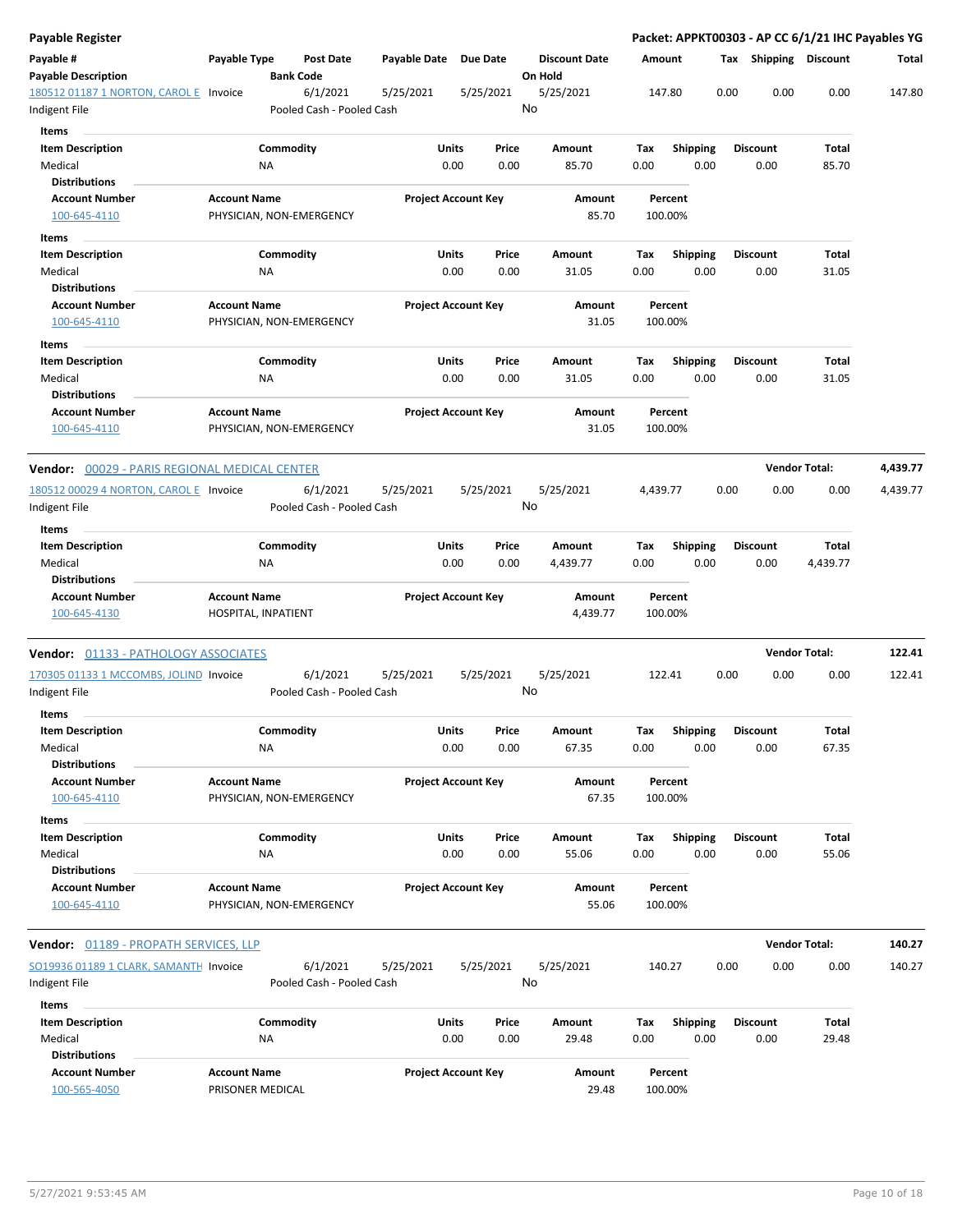**Payable Register** — **Packet: APPKT00303 - AP CC 6/1/21 IHC Payables YG**

| Payable # / Payable Description | Payable Type | Post Date / Bank Code | Payable Date | Due Date | Discount Date / On Hold | Amount | Tax | Shipping | Discount | Total |
|---|---|---|---|---|---|---|---|---|---|---|
| 180512 01187 1 NORTON, CAROL E | Invoice | 6/1/2021 | 5/25/2021 | 5/25/2021 | 5/25/2021 | 147.80 | 0.00 | 0.00 | 0.00 | 147.80 |
| Indigent File | | Pooled Cash - Pooled Cash | | | No | | | | | |

**Items**

| Item Description | Commodity | Units | Price | Amount | Tax | Shipping | Discount | Total |
|---|---|---|---|---|---|---|---|---|
| Medical | NA | 0.00 | 0.00 | 85.70 | 0.00 | 0.00 | 0.00 | 85.70 |

**Distributions**

| Account Number | Account Name | Project Account Key | Amount | Percent |
|---|---|---|---|---|
| 100-645-4110 | PHYSICIAN, NON-EMERGENCY | | 85.70 | 100.00% |

**Items**

| Item Description | Commodity | Units | Price | Amount | Tax | Shipping | Discount | Total |
|---|---|---|---|---|---|---|---|---|
| Medical | NA | 0.00 | 0.00 | 31.05 | 0.00 | 0.00 | 0.00 | 31.05 |

**Distributions**

| Account Number | Account Name | Project Account Key | Amount | Percent |
|---|---|---|---|---|
| 100-645-4110 | PHYSICIAN, NON-EMERGENCY | | 31.05 | 100.00% |

**Items**

| Item Description | Commodity | Units | Price | Amount | Tax | Shipping | Discount | Total |
|---|---|---|---|---|---|---|---|---|
| Medical | NA | 0.00 | 0.00 | 31.05 | 0.00 | 0.00 | 0.00 | 31.05 |

**Distributions**

| Account Number | Account Name | Project Account Key | Amount | Percent |
|---|---|---|---|---|
| 100-645-4110 | PHYSICIAN, NON-EMERGENCY | | 31.05 | 100.00% |

**Vendor: 00029 - PARIS REGIONAL MEDICAL CENTER** — **Vendor Total: 4,439.77**

| Payable # / Payable Description | Payable Type | Post Date / Bank Code | Payable Date | Due Date | Discount Date / On Hold | Amount | Tax | Shipping | Discount | Total |
|---|---|---|---|---|---|---|---|---|---|---|
| 180512 00029 4 NORTON, CAROL E | Invoice | 6/1/2021 | 5/25/2021 | 5/25/2021 | 5/25/2021 | 4,439.77 | 0.00 | 0.00 | 0.00 | 4,439.77 |
| Indigent File | | Pooled Cash - Pooled Cash | | | No | | | | | |

**Items**

| Item Description | Commodity | Units | Price | Amount | Tax | Shipping | Discount | Total |
|---|---|---|---|---|---|---|---|---|
| Medical | NA | 0.00 | 0.00 | 4,439.77 | 0.00 | 0.00 | 0.00 | 4,439.77 |

**Distributions**

| Account Number | Account Name | Project Account Key | Amount | Percent |
|---|---|---|---|---|
| 100-645-4130 | HOSPITAL, INPATIENT | | 4,439.77 | 100.00% |

**Vendor: 01133 - PATHOLOGY ASSOCIATES** — **Vendor Total: 122.41**

| Payable # / Payable Description | Payable Type | Post Date / Bank Code | Payable Date | Due Date | Discount Date / On Hold | Amount | Tax | Shipping | Discount | Total |
|---|---|---|---|---|---|---|---|---|---|---|
| 170305 01133 1 MCCOMBS, JOLIND | Invoice | 6/1/2021 | 5/25/2021 | 5/25/2021 | 5/25/2021 | 122.41 | 0.00 | 0.00 | 0.00 | 122.41 |
| Indigent File | | Pooled Cash - Pooled Cash | | | No | | | | | |

**Items**

| Item Description | Commodity | Units | Price | Amount | Tax | Shipping | Discount | Total |
|---|---|---|---|---|---|---|---|---|
| Medical | NA | 0.00 | 0.00 | 67.35 | 0.00 | 0.00 | 0.00 | 67.35 |

**Distributions**

| Account Number | Account Name | Project Account Key | Amount | Percent |
|---|---|---|---|---|
| 100-645-4110 | PHYSICIAN, NON-EMERGENCY | | 67.35 | 100.00% |

**Items**

| Item Description | Commodity | Units | Price | Amount | Tax | Shipping | Discount | Total |
|---|---|---|---|---|---|---|---|---|
| Medical | NA | 0.00 | 0.00 | 55.06 | 0.00 | 0.00 | 0.00 | 55.06 |

**Distributions**

| Account Number | Account Name | Project Account Key | Amount | Percent |
|---|---|---|---|---|
| 100-645-4110 | PHYSICIAN, NON-EMERGENCY | | 55.06 | 100.00% |

**Vendor: 01189 - PROPATH SERVICES, LLP** — **Vendor Total: 140.27**

| Payable # / Payable Description | Payable Type | Post Date / Bank Code | Payable Date | Due Date | Discount Date / On Hold | Amount | Tax | Shipping | Discount | Total |
|---|---|---|---|---|---|---|---|---|---|---|
| SO19936 01189 1 CLARK, SAMANTH | Invoice | 6/1/2021 | 5/25/2021 | 5/25/2021 | 5/25/2021 | 140.27 | 0.00 | 0.00 | 0.00 | 140.27 |
| Indigent File | | Pooled Cash - Pooled Cash | | | No | | | | | |

**Items**

| Item Description | Commodity | Units | Price | Amount | Tax | Shipping | Discount | Total |
|---|---|---|---|---|---|---|---|---|
| Medical | NA | 0.00 | 0.00 | 29.48 | 0.00 | 0.00 | 0.00 | 29.48 |

**Distributions**

| Account Number | Account Name | Project Account Key | Amount | Percent |
|---|---|---|---|---|
| 100-565-4050 | PRISONER MEDICAL | | 29.48 | 100.00% |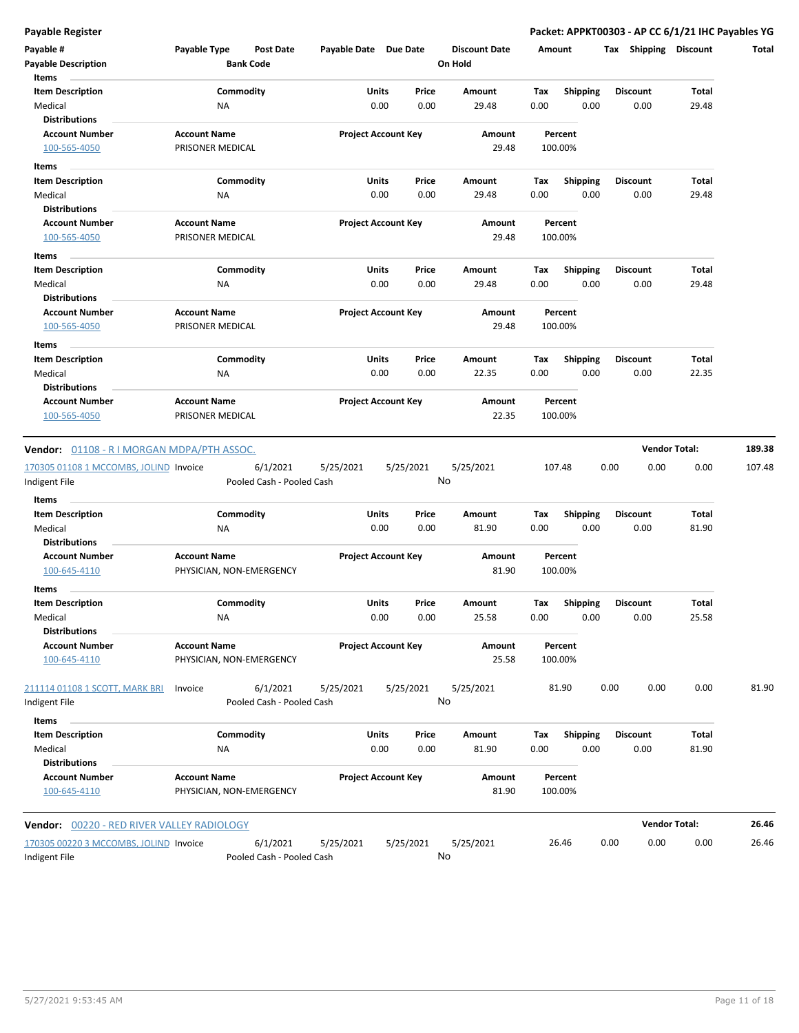**Payable Register** — **Packet: APPKT00303 - AP CC 6/1/21 IHC Payables YG**

| Payable # | Payable Type | Post Date | Payable Date | Due Date | Discount Date | Amount | Tax | Shipping | Discount | Total |
|---|---|---|---|---|---|---|---|---|---|---|
| Payable Description | | Bank Code | | | On Hold | | | | | |

**Items**

| Item Description | Commodity | Units | Price | Amount | Tax | Shipping | Discount | Total |
|---|---|---|---|---|---|---|---|---|
| Medical | NA | 0.00 | 0.00 | 29.48 | 0.00 | 0.00 | 0.00 | 29.48 |

**Distributions**

| Account Number | Account Name | Project Account Key | Amount | Percent |
|---|---|---|---|---|
| 100-565-4050 | PRISONER MEDICAL | | 29.48 | 100.00% |

**Items**

| Item Description | Commodity | Units | Price | Amount | Tax | Shipping | Discount | Total |
|---|---|---|---|---|---|---|---|---|
| Medical | NA | 0.00 | 0.00 | 29.48 | 0.00 | 0.00 | 0.00 | 29.48 |

**Distributions**

| Account Number | Account Name | Project Account Key | Amount | Percent |
|---|---|---|---|---|
| 100-565-4050 | PRISONER MEDICAL | | 29.48 | 100.00% |

**Items**

| Item Description | Commodity | Units | Price | Amount | Tax | Shipping | Discount | Total |
|---|---|---|---|---|---|---|---|---|
| Medical | NA | 0.00 | 0.00 | 29.48 | 0.00 | 0.00 | 0.00 | 29.48 |

**Distributions**

| Account Number | Account Name | Project Account Key | Amount | Percent |
|---|---|---|---|---|
| 100-565-4050 | PRISONER MEDICAL | | 29.48 | 100.00% |

**Items**

| Item Description | Commodity | Units | Price | Amount | Tax | Shipping | Discount | Total |
|---|---|---|---|---|---|---|---|---|
| Medical | NA | 0.00 | 0.00 | 22.35 | 0.00 | 0.00 | 0.00 | 22.35 |

**Distributions**

| Account Number | Account Name | Project Account Key | Amount | Percent |
|---|---|---|---|---|
| 100-565-4050 | PRISONER MEDICAL | | 22.35 | 100.00% |

---

**Vendor:** 01108 - R I MORGAN MDPA/PTH ASSOC. — **Vendor Total: 189.38**

| Payable # | Payable Type | Post Date | Payable Date | Due Date | Discount Date | Amount | Tax | Shipping | Discount | Total |
|---|---|---|---|---|---|---|---|---|---|---|
| 170305 01108 1 MCCOMBS, JOLIND | Invoice | 6/1/2021 | 5/25/2021 | 5/25/2021 | 5/25/2021 | 107.48 | 0.00 | 0.00 | 0.00 | 107.48 |
| Indigent File | | Pooled Cash - Pooled Cash | | | No | | | | | |

**Items**

| Item Description | Commodity | Units | Price | Amount | Tax | Shipping | Discount | Total |
|---|---|---|---|---|---|---|---|---|
| Medical | NA | 0.00 | 0.00 | 81.90 | 0.00 | 0.00 | 0.00 | 81.90 |

**Distributions**

| Account Number | Account Name | Project Account Key | Amount | Percent |
|---|---|---|---|---|
| 100-645-4110 | PHYSICIAN, NON-EMERGENCY | | 81.90 | 100.00% |

**Items**

| Item Description | Commodity | Units | Price | Amount | Tax | Shipping | Discount | Total |
|---|---|---|---|---|---|---|---|---|
| Medical | NA | 0.00 | 0.00 | 25.58 | 0.00 | 0.00 | 0.00 | 25.58 |

**Distributions**

| Account Number | Account Name | Project Account Key | Amount | Percent |
|---|---|---|---|---|
| 100-645-4110 | PHYSICIAN, NON-EMERGENCY | | 25.58 | 100.00% |

| Payable # | Payable Type | Post Date | Payable Date | Due Date | Discount Date | Amount | Tax | Shipping | Discount | Total |
|---|---|---|---|---|---|---|---|---|---|---|
| 211114 01108 1 SCOTT, MARK BRI | Invoice | 6/1/2021 | 5/25/2021 | 5/25/2021 | 5/25/2021 | 81.90 | 0.00 | 0.00 | 0.00 | 81.90 |
| Indigent File | | Pooled Cash - Pooled Cash | | | No | | | | | |

**Items**

| Item Description | Commodity | Units | Price | Amount | Tax | Shipping | Discount | Total |
|---|---|---|---|---|---|---|---|---|
| Medical | NA | 0.00 | 0.00 | 81.90 | 0.00 | 0.00 | 0.00 | 81.90 |

**Distributions**

| Account Number | Account Name | Project Account Key | Amount | Percent |
|---|---|---|---|---|
| 100-645-4110 | PHYSICIAN, NON-EMERGENCY | | 81.90 | 100.00% |

---

**Vendor:** 00220 - RED RIVER VALLEY RADIOLOGY — **Vendor Total: 26.46**

| Payable # | Payable Type | Post Date | Payable Date | Due Date | Discount Date | Amount | Tax | Shipping | Discount | Total |
|---|---|---|---|---|---|---|---|---|---|---|
| 170305 00220 3 MCCOMBS, JOLIND | Invoice | 6/1/2021 | 5/25/2021 | 5/25/2021 | 5/25/2021 | 26.46 | 0.00 | 0.00 | 0.00 | 26.46 |
| Indigent File | | Pooled Cash - Pooled Cash | | | No | | | | | |

5/27/2021 9:53:45 AM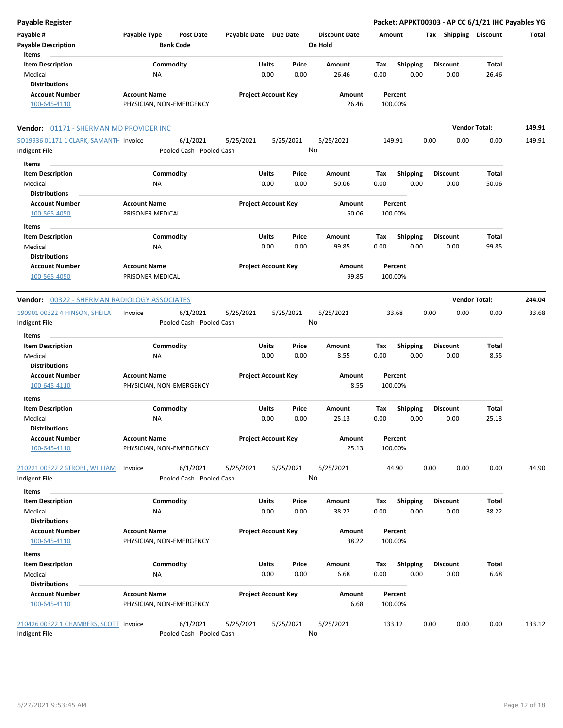**Payable Register** — **Packet: APPKT00303 - AP CC 6/1/21 IHC Payables YG**

| Payable # | Payable Type | Post Date | Payable Date | Due Date | Discount Date | Amount | Tax | Shipping | Discount | Total |
|---|---|---|---|---|---|---|---|---|---|---|
| Payable Description | | Bank Code | | | On Hold | | | | | |

Items

| Item Description | Commodity | Units | Price | Amount | Tax | Shipping | Discount | Total |
|---|---|---|---|---|---|---|---|---|
| Medical | NA | 0.00 | 0.00 | 26.46 | 0.00 | 0.00 | 0.00 | 26.46 |

Distributions

| Account Number | Account Name | Project Account Key | Amount | Percent |
|---|---|---|---|---|
| 100-645-4110 | PHYSICIAN, NON-EMERGENCY | | 26.46 | 100.00% |

**Vendor: 01171 - SHERMAN MD PROVIDER INC** — **Vendor Total: 149.91**

| Payable # | Payable Type | Post Date | Payable Date | Due Date | Discount Date | Amount | Tax | Shipping | Discount | Total |
|---|---|---|---|---|---|---|---|---|---|---|
| SO19936 01171 1 CLARK, SAMANTH | Invoice | 6/1/2021 | 5/25/2021 | 5/25/2021 | 5/25/2021 | 149.91 | 0.00 | 0.00 | 0.00 | 149.91 |
| Indigent File | | Pooled Cash - Pooled Cash | | | No | | | | | |

Items

| Item Description | Commodity | Units | Price | Amount | Tax | Shipping | Discount | Total |
|---|---|---|---|---|---|---|---|---|
| Medical | NA | 0.00 | 0.00 | 50.06 | 0.00 | 0.00 | 0.00 | 50.06 |

Distributions

| Account Number | Account Name | Project Account Key | Amount | Percent |
|---|---|---|---|---|
| 100-565-4050 | PRISONER MEDICAL | | 50.06 | 100.00% |

Items

| Item Description | Commodity | Units | Price | Amount | Tax | Shipping | Discount | Total |
|---|---|---|---|---|---|---|---|---|
| Medical | NA | 0.00 | 0.00 | 99.85 | 0.00 | 0.00 | 0.00 | 99.85 |

Distributions

| Account Number | Account Name | Project Account Key | Amount | Percent |
|---|---|---|---|---|
| 100-565-4050 | PRISONER MEDICAL | | 99.85 | 100.00% |

**Vendor: 00322 - SHERMAN RADIOLOGY ASSOCIATES** — **Vendor Total: 244.04**

| Payable # | Payable Type | Post Date | Payable Date | Due Date | Discount Date | Amount | Tax | Shipping | Discount | Total |
|---|---|---|---|---|---|---|---|---|---|---|
| 190901 00322 4 HINSON, SHEILA | Invoice | 6/1/2021 | 5/25/2021 | 5/25/2021 | 5/25/2021 | 33.68 | 0.00 | 0.00 | 0.00 | 33.68 |
| Indigent File | | Pooled Cash - Pooled Cash | | | No | | | | | |

Items

| Item Description | Commodity | Units | Price | Amount | Tax | Shipping | Discount | Total |
|---|---|---|---|---|---|---|---|---|
| Medical | NA | 0.00 | 0.00 | 8.55 | 0.00 | 0.00 | 0.00 | 8.55 |

Distributions

| Account Number | Account Name | Project Account Key | Amount | Percent |
|---|---|---|---|---|
| 100-645-4110 | PHYSICIAN, NON-EMERGENCY | | 8.55 | 100.00% |

Items

| Item Description | Commodity | Units | Price | Amount | Tax | Shipping | Discount | Total |
|---|---|---|---|---|---|---|---|---|
| Medical | NA | 0.00 | 0.00 | 25.13 | 0.00 | 0.00 | 0.00 | 25.13 |

Distributions

| Account Number | Account Name | Project Account Key | Amount | Percent |
|---|---|---|---|---|
| 100-645-4110 | PHYSICIAN, NON-EMERGENCY | | 25.13 | 100.00% |

| Payable # | Payable Type | Post Date | Payable Date | Due Date | Discount Date | Amount | Tax | Shipping | Discount | Total |
|---|---|---|---|---|---|---|---|---|---|---|
| 210221 00322 2 STROBL, WILLIAM | Invoice | 6/1/2021 | 5/25/2021 | 5/25/2021 | 5/25/2021 | 44.90 | 0.00 | 0.00 | 0.00 | 44.90 |
| Indigent File | | Pooled Cash - Pooled Cash | | | No | | | | | |

Items

| Item Description | Commodity | Units | Price | Amount | Tax | Shipping | Discount | Total |
|---|---|---|---|---|---|---|---|---|
| Medical | NA | 0.00 | 0.00 | 38.22 | 0.00 | 0.00 | 0.00 | 38.22 |

Distributions

| Account Number | Account Name | Project Account Key | Amount | Percent |
|---|---|---|---|---|
| 100-645-4110 | PHYSICIAN, NON-EMERGENCY | | 38.22 | 100.00% |

Items

| Item Description | Commodity | Units | Price | Amount | Tax | Shipping | Discount | Total |
|---|---|---|---|---|---|---|---|---|
| Medical | NA | 0.00 | 0.00 | 6.68 | 0.00 | 0.00 | 0.00 | 6.68 |

Distributions

| Account Number | Account Name | Project Account Key | Amount | Percent |
|---|---|---|---|---|
| 100-645-4110 | PHYSICIAN, NON-EMERGENCY | | 6.68 | 100.00% |

| Payable # | Payable Type | Post Date | Payable Date | Due Date | Discount Date | Amount | Tax | Shipping | Discount | Total |
|---|---|---|---|---|---|---|---|---|---|---|
| 210426 00322 1 CHAMBERS, SCOTT | Invoice | 6/1/2021 | 5/25/2021 | 5/25/2021 | 5/25/2021 | 133.12 | 0.00 | 0.00 | 0.00 | 133.12 |
| Indigent File | | Pooled Cash - Pooled Cash | | | No | | | | | |

5/27/2021 9:53:45 AM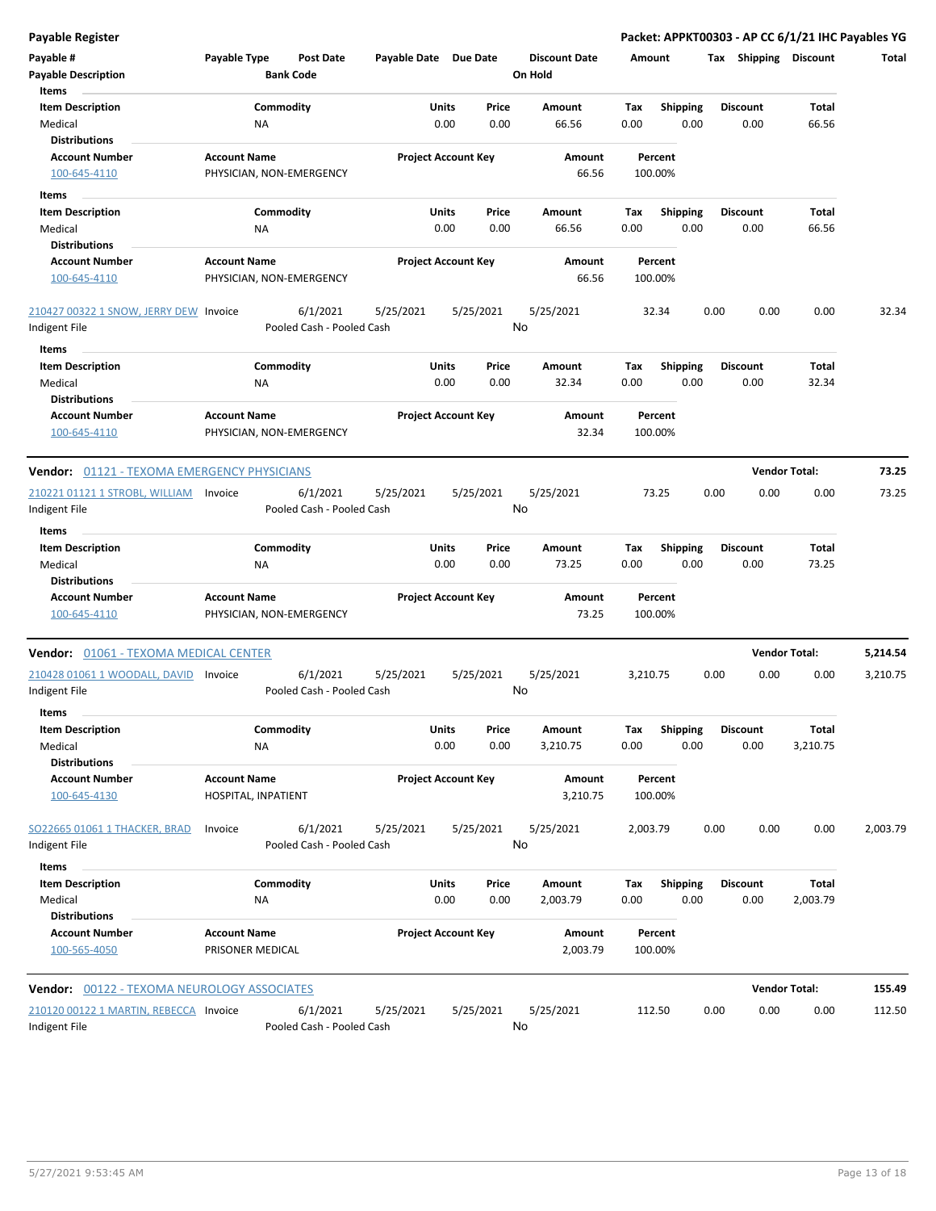**Payable Register** — Packet: APPKT00303 - AP CC 6/1/21 IHC Payables YG

| Payable # | Payable Type | Post Date | Payable Date | Due Date | Discount Date | Amount | Tax | Shipping | Discount | Total |
|---|---|---|---|---|---|---|---|---|---|---|
| Payable Description | | Bank Code | | | On Hold | | | | | |

Items

| Item Description | Commodity | Units | Price | Amount | Tax | Shipping | Discount | Total |
|---|---|---|---|---|---|---|---|---|
| Medical | NA | 0.00 | 0.00 | 66.56 | 0.00 | 0.00 | 0.00 | 66.56 |

Distributions

| Account Number | Account Name | Project Account Key | Amount | Percent |
|---|---|---|---|---|
| 100-645-4110 | PHYSICIAN, NON-EMERGENCY | | 66.56 | 100.00% |

Items

| Item Description | Commodity | Units | Price | Amount | Tax | Shipping | Discount | Total |
|---|---|---|---|---|---|---|---|---|
| Medical | NA | 0.00 | 0.00 | 66.56 | 0.00 | 0.00 | 0.00 | 66.56 |

Distributions

| Account Number | Account Name | Project Account Key | Amount | Percent |
|---|---|---|---|---|
| 100-645-4110 | PHYSICIAN, NON-EMERGENCY | | 66.56 | 100.00% |

| Payable # | Payable Type | Post Date | Payable Date | Due Date | Discount Date | Amount | Tax | Shipping | Discount | Total |
|---|---|---|---|---|---|---|---|---|---|---|
| 210427 00322 1 SNOW, JERRY DEW | Invoice | 6/1/2021 | 5/25/2021 | 5/25/2021 | 5/25/2021 | 32.34 | 0.00 | 0.00 | 0.00 | 32.34 |
| Indigent File | | Pooled Cash - Pooled Cash | | | No | | | | | |

Items

| Item Description | Commodity | Units | Price | Amount | Tax | Shipping | Discount | Total |
|---|---|---|---|---|---|---|---|---|
| Medical | NA | 0.00 | 0.00 | 32.34 | 0.00 | 0.00 | 0.00 | 32.34 |

Distributions

| Account Number | Account Name | Project Account Key | Amount | Percent |
|---|---|---|---|---|
| 100-645-4110 | PHYSICIAN, NON-EMERGENCY | | 32.34 | 100.00% |

**Vendor:** 01121 - TEXOMA EMERGENCY PHYSICIANS — **Vendor Total: 73.25**

| Payable # | Payable Type | Post Date | Payable Date | Due Date | Discount Date | Amount | Tax | Shipping | Discount | Total |
|---|---|---|---|---|---|---|---|---|---|---|
| 210221 01121 1 STROBL, WILLIAM | Invoice | 6/1/2021 | 5/25/2021 | 5/25/2021 | 5/25/2021 | 73.25 | 0.00 | 0.00 | 0.00 | 73.25 |
| Indigent File | | Pooled Cash - Pooled Cash | | | No | | | | | |

Items

| Item Description | Commodity | Units | Price | Amount | Tax | Shipping | Discount | Total |
|---|---|---|---|---|---|---|---|---|
| Medical | NA | 0.00 | 0.00 | 73.25 | 0.00 | 0.00 | 0.00 | 73.25 |

Distributions

| Account Number | Account Name | Project Account Key | Amount | Percent |
|---|---|---|---|---|
| 100-645-4110 | PHYSICIAN, NON-EMERGENCY | | 73.25 | 100.00% |

**Vendor:** 01061 - TEXOMA MEDICAL CENTER — **Vendor Total: 5,214.54**

| Payable # | Payable Type | Post Date | Payable Date | Due Date | Discount Date | Amount | Tax | Shipping | Discount | Total |
|---|---|---|---|---|---|---|---|---|---|---|
| 210428 01061 1 WOODALL, DAVID | Invoice | 6/1/2021 | 5/25/2021 | 5/25/2021 | 5/25/2021 | 3,210.75 | 0.00 | 0.00 | 0.00 | 3,210.75 |
| Indigent File | | Pooled Cash - Pooled Cash | | | No | | | | | |

Items

| Item Description | Commodity | Units | Price | Amount | Tax | Shipping | Discount | Total |
|---|---|---|---|---|---|---|---|---|
| Medical | NA | 0.00 | 0.00 | 3,210.75 | 0.00 | 0.00 | 0.00 | 3,210.75 |

Distributions

| Account Number | Account Name | Project Account Key | Amount | Percent |
|---|---|---|---|---|
| 100-645-4130 | HOSPITAL, INPATIENT | | 3,210.75 | 100.00% |

| Payable # | Payable Type | Post Date | Payable Date | Due Date | Discount Date | Amount | Tax | Shipping | Discount | Total |
|---|---|---|---|---|---|---|---|---|---|---|
| SO22665 01061 1 THACKER, BRAD | Invoice | 6/1/2021 | 5/25/2021 | 5/25/2021 | 5/25/2021 | 2,003.79 | 0.00 | 0.00 | 0.00 | 2,003.79 |
| Indigent File | | Pooled Cash - Pooled Cash | | | No | | | | | |

Items

| Item Description | Commodity | Units | Price | Amount | Tax | Shipping | Discount | Total |
|---|---|---|---|---|---|---|---|---|
| Medical | NA | 0.00 | 0.00 | 2,003.79 | 0.00 | 0.00 | 0.00 | 2,003.79 |

Distributions

| Account Number | Account Name | Project Account Key | Amount | Percent |
|---|---|---|---|---|
| 100-565-4050 | PRISONER MEDICAL | | 2,003.79 | 100.00% |

**Vendor:** 00122 - TEXOMA NEUROLOGY ASSOCIATES — **Vendor Total: 155.49**

| Payable # | Payable Type | Post Date | Payable Date | Due Date | Discount Date | Amount | Tax | Shipping | Discount | Total |
|---|---|---|---|---|---|---|---|---|---|---|
| 210120 00122 1 MARTIN, REBECCA | Invoice | 6/1/2021 | 5/25/2021 | 5/25/2021 | 5/25/2021 | 112.50 | 0.00 | 0.00 | 0.00 | 112.50 |
| Indigent File | | Pooled Cash - Pooled Cash | | | No | | | | | |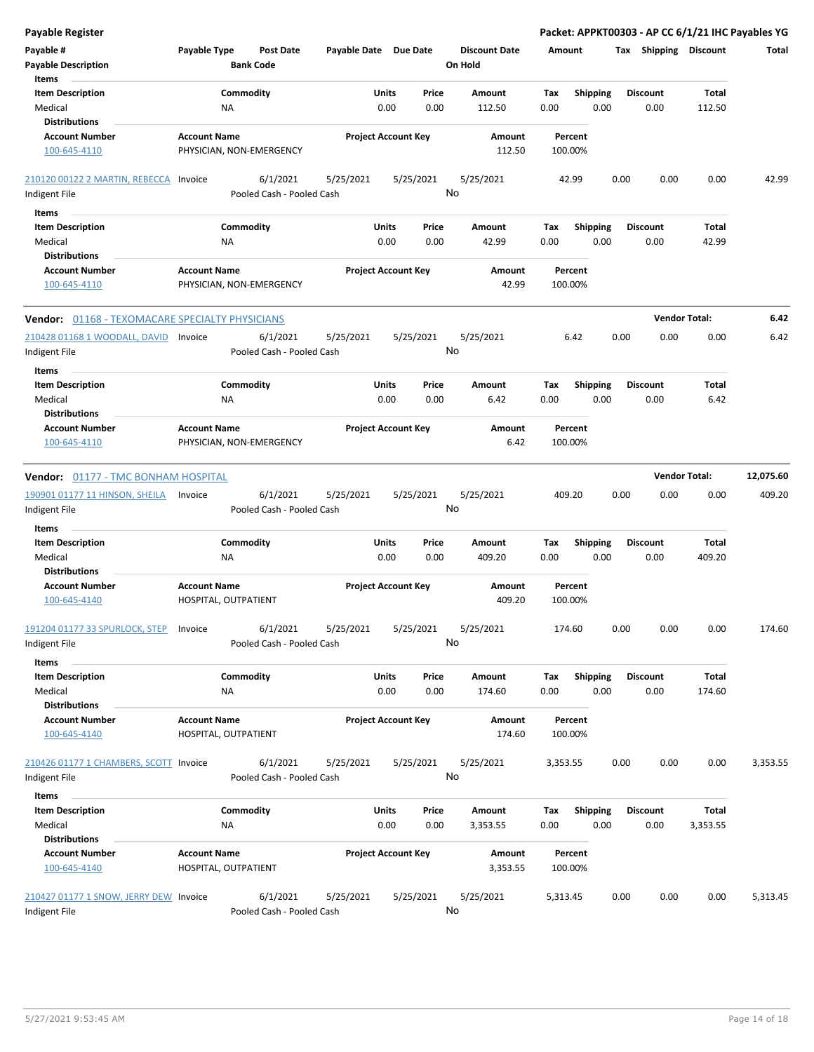**Payable Register** — **Packet: APPKT00303 - AP CC 6/1/21 IHC Payables YG**

| Payable # | Payable Type | Post Date | Payable Date | Due Date | Discount Date | Amount | Tax | Shipping | Discount | Total |
|---|---|---|---|---|---|---|---|---|---|---|
| Payable Description | | Bank Code | | | On Hold | | | | | |

Items

| Item Description | Commodity | Units | Price | Amount | Tax | Shipping | Discount | Total |
|---|---|---|---|---|---|---|---|---|
| Medical | NA | 0.00 | 0.00 | 112.50 | 0.00 | 0.00 | 0.00 | 112.50 |

Distributions

| Account Number | Account Name | Project Account Key | Amount | Percent |
|---|---|---|---|---|
| 100-645-4110 | PHYSICIAN, NON-EMERGENCY | | 112.50 | 100.00% |

| Payable # | Payable Type | Post Date | Payable Date | Due Date | Discount Date | Amount | Tax | Shipping | Discount | Total |
|---|---|---|---|---|---|---|---|---|---|---|
| 210120 00122 2 MARTIN, REBECCA | Invoice | 6/1/2021 | 5/25/2021 | 5/25/2021 | 5/25/2021 | 42.99 | 0.00 | 0.00 | 0.00 | 42.99 |
| Indigent File | | Pooled Cash - Pooled Cash | | | No | | | | | |

Items

| Item Description | Commodity | Units | Price | Amount | Tax | Shipping | Discount | Total |
|---|---|---|---|---|---|---|---|---|
| Medical | NA | 0.00 | 0.00 | 42.99 | 0.00 | 0.00 | 0.00 | 42.99 |

Distributions

| Account Number | Account Name | Project Account Key | Amount | Percent |
|---|---|---|---|---|
| 100-645-4110 | PHYSICIAN, NON-EMERGENCY | | 42.99 | 100.00% |

**Vendor:** 01168 - TEXOMACARE SPECIALTY PHYSICIANS — **Vendor Total: 6.42**

| Payable # | Payable Type | Post Date | Payable Date | Due Date | Discount Date | Amount | Tax | Shipping | Discount | Total |
|---|---|---|---|---|---|---|---|---|---|---|
| 210428 01168 1 WOODALL, DAVID | Invoice | 6/1/2021 | 5/25/2021 | 5/25/2021 | 5/25/2021 | 6.42 | 0.00 | 0.00 | 0.00 | 6.42 |
| Indigent File | | Pooled Cash - Pooled Cash | | | No | | | | | |

Items

| Item Description | Commodity | Units | Price | Amount | Tax | Shipping | Discount | Total |
|---|---|---|---|---|---|---|---|---|
| Medical | NA | 0.00 | 0.00 | 6.42 | 0.00 | 0.00 | 0.00 | 6.42 |

Distributions

| Account Number | Account Name | Project Account Key | Amount | Percent |
|---|---|---|---|---|
| 100-645-4110 | PHYSICIAN, NON-EMERGENCY | | 6.42 | 100.00% |

**Vendor:** 01177 - TMC BONHAM HOSPITAL — **Vendor Total: 12,075.60**

| Payable # | Payable Type | Post Date | Payable Date | Due Date | Discount Date | Amount | Tax | Shipping | Discount | Total |
|---|---|---|---|---|---|---|---|---|---|---|
| 190901 01177 11 HINSON, SHEILA | Invoice | 6/1/2021 | 5/25/2021 | 5/25/2021 | 5/25/2021 | 409.20 | 0.00 | 0.00 | 0.00 | 409.20 |
| Indigent File | | Pooled Cash - Pooled Cash | | | No | | | | | |

Items

| Item Description | Commodity | Units | Price | Amount | Tax | Shipping | Discount | Total |
|---|---|---|---|---|---|---|---|---|
| Medical | NA | 0.00 | 0.00 | 409.20 | 0.00 | 0.00 | 0.00 | 409.20 |

Distributions

| Account Number | Account Name | Project Account Key | Amount | Percent |
|---|---|---|---|---|
| 100-645-4140 | HOSPITAL, OUTPATIENT | | 409.20 | 100.00% |

| Payable # | Payable Type | Post Date | Payable Date | Due Date | Discount Date | Amount | Tax | Shipping | Discount | Total |
|---|---|---|---|---|---|---|---|---|---|---|
| 191204 01177 33 SPURLOCK, STEP | Invoice | 6/1/2021 | 5/25/2021 | 5/25/2021 | 5/25/2021 | 174.60 | 0.00 | 0.00 | 0.00 | 174.60 |
| Indigent File | | Pooled Cash - Pooled Cash | | | No | | | | | |

Items

| Item Description | Commodity | Units | Price | Amount | Tax | Shipping | Discount | Total |
|---|---|---|---|---|---|---|---|---|
| Medical | NA | 0.00 | 0.00 | 174.60 | 0.00 | 0.00 | 0.00 | 174.60 |

Distributions

| Account Number | Account Name | Project Account Key | Amount | Percent |
|---|---|---|---|---|
| 100-645-4140 | HOSPITAL, OUTPATIENT | | 174.60 | 100.00% |

| Payable # | Payable Type | Post Date | Payable Date | Due Date | Discount Date | Amount | Tax | Shipping | Discount | Total |
|---|---|---|---|---|---|---|---|---|---|---|
| 210426 01177 1 CHAMBERS, SCOTT | Invoice | 6/1/2021 | 5/25/2021 | 5/25/2021 | 5/25/2021 | 3,353.55 | 0.00 | 0.00 | 0.00 | 3,353.55 |
| Indigent File | | Pooled Cash - Pooled Cash | | | No | | | | | |

Items

| Item Description | Commodity | Units | Price | Amount | Tax | Shipping | Discount | Total |
|---|---|---|---|---|---|---|---|---|
| Medical | NA | 0.00 | 0.00 | 3,353.55 | 0.00 | 0.00 | 0.00 | 3,353.55 |

Distributions

| Account Number | Account Name | Project Account Key | Amount | Percent |
|---|---|---|---|---|
| 100-645-4140 | HOSPITAL, OUTPATIENT | | 3,353.55 | 100.00% |

| Payable # | Payable Type | Post Date | Payable Date | Due Date | Discount Date | Amount | Tax | Shipping | Discount | Total |
|---|---|---|---|---|---|---|---|---|---|---|
| 210427 01177 1 SNOW, JERRY DEW | Invoice | 6/1/2021 | 5/25/2021 | 5/25/2021 | 5/25/2021 | 5,313.45 | 0.00 | 0.00 | 0.00 | 5,313.45 |
| Indigent File | | Pooled Cash - Pooled Cash | | | No | | | | | |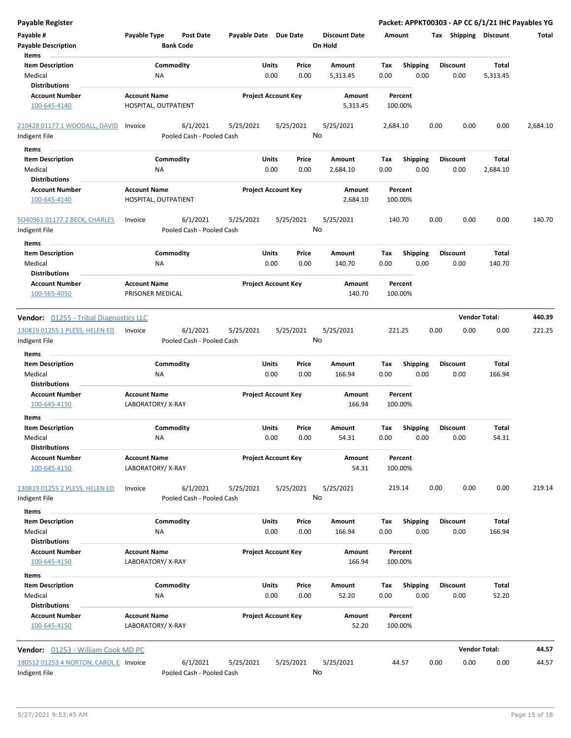**Payable Register** — **Packet: APPKT00303 - AP CC 6/1/21 IHC Payables YG**

| Payable # | Payable Type | Post Date | Payable Date | Due Date | Discount Date | Amount | Tax | Shipping | Discount | Total |
|---|---|---|---|---|---|---|---|---|---|---|
| Payable Description | | Bank Code | | | On Hold | | | | | |

Items

| Item Description | Commodity | Units | Price | Amount | Tax | Shipping | Discount | Total |
|---|---|---|---|---|---|---|---|---|
| Medical | NA | 0.00 | 0.00 | 5,313.45 | 0.00 | 0.00 | 0.00 | 5,313.45 |

Distributions

| Account Number | Account Name | Project Account Key | Amount | Percent |
|---|---|---|---|---|
| 100-645-4140 | HOSPITAL, OUTPATIENT | | 5,313.45 | 100.00% |

| Payable # | Payable Type | Post Date | Payable Date | Due Date | Discount Date | Amount | Tax | Shipping | Discount | Total |
|---|---|---|---|---|---|---|---|---|---|---|
| 210428 01177 1 WOODALL, DAVID | Invoice | 6/1/2021 | 5/25/2021 | 5/25/2021 | 5/25/2021 | 2,684.10 | 0.00 | 0.00 | 0.00 | 2,684.10 |
| Indigent File | | Pooled Cash - Pooled Cash | | | No | | | | | |

Items

| Item Description | Commodity | Units | Price | Amount | Tax | Shipping | Discount | Total |
|---|---|---|---|---|---|---|---|---|
| Medical | NA | 0.00 | 0.00 | 2,684.10 | 0.00 | 0.00 | 0.00 | 2,684.10 |

Distributions

| Account Number | Account Name | Project Account Key | Amount | Percent |
|---|---|---|---|---|
| 100-645-4140 | HOSPITAL, OUTPATIENT | | 2,684.10 | 100.00% |

| Payable # | Payable Type | Post Date | Payable Date | Due Date | Discount Date | Amount | Tax | Shipping | Discount | Total |
|---|---|---|---|---|---|---|---|---|---|---|
| SO40961 01177 2 BECK, CHARLES | Invoice | 6/1/2021 | 5/25/2021 | 5/25/2021 | 5/25/2021 | 140.70 | 0.00 | 0.00 | 0.00 | 140.70 |
| Indigent File | | Pooled Cash - Pooled Cash | | | No | | | | | |

Items

| Item Description | Commodity | Units | Price | Amount | Tax | Shipping | Discount | Total |
|---|---|---|---|---|---|---|---|---|
| Medical | NA | 0.00 | 0.00 | 140.70 | 0.00 | 0.00 | 0.00 | 140.70 |

Distributions

| Account Number | Account Name | Project Account Key | Amount | Percent |
|---|---|---|---|---|
| 100-565-4050 | PRISONER MEDICAL | | 140.70 | 100.00% |

**Vendor:** 01255 - Tribal Diagnostics LLC — **Vendor Total: 440.39**

| Payable # | Payable Type | Post Date | Payable Date | Due Date | Discount Date | Amount | Tax | Shipping | Discount | Total |
|---|---|---|---|---|---|---|---|---|---|---|
| 130819 01255 1 PLESS, HELEN ED | Invoice | 6/1/2021 | 5/25/2021 | 5/25/2021 | 5/25/2021 | 221.25 | 0.00 | 0.00 | 0.00 | 221.25 |
| Indigent File | | Pooled Cash - Pooled Cash | | | No | | | | | |

Items

| Item Description | Commodity | Units | Price | Amount | Tax | Shipping | Discount | Total |
|---|---|---|---|---|---|---|---|---|
| Medical | NA | 0.00 | 0.00 | 166.94 | 0.00 | 0.00 | 0.00 | 166.94 |

Distributions

| Account Number | Account Name | Project Account Key | Amount | Percent |
|---|---|---|---|---|
| 100-645-4150 | LABORATORY/ X-RAY | | 166.94 | 100.00% |

Items

| Item Description | Commodity | Units | Price | Amount | Tax | Shipping | Discount | Total |
|---|---|---|---|---|---|---|---|---|
| Medical | NA | 0.00 | 0.00 | 54.31 | 0.00 | 0.00 | 0.00 | 54.31 |

Distributions

| Account Number | Account Name | Project Account Key | Amount | Percent |
|---|---|---|---|---|
| 100-645-4150 | LABORATORY/ X-RAY | | 54.31 | 100.00% |

| Payable # | Payable Type | Post Date | Payable Date | Due Date | Discount Date | Amount | Tax | Shipping | Discount | Total |
|---|---|---|---|---|---|---|---|---|---|---|
| 130819 01255 2 PLESS, HELEN ED | Invoice | 6/1/2021 | 5/25/2021 | 5/25/2021 | 5/25/2021 | 219.14 | 0.00 | 0.00 | 0.00 | 219.14 |
| Indigent File | | Pooled Cash - Pooled Cash | | | No | | | | | |

Items

| Item Description | Commodity | Units | Price | Amount | Tax | Shipping | Discount | Total |
|---|---|---|---|---|---|---|---|---|
| Medical | NA | 0.00 | 0.00 | 166.94 | 0.00 | 0.00 | 0.00 | 166.94 |

Distributions

| Account Number | Account Name | Project Account Key | Amount | Percent |
|---|---|---|---|---|
| 100-645-4150 | LABORATORY/ X-RAY | | 166.94 | 100.00% |

Items

| Item Description | Commodity | Units | Price | Amount | Tax | Shipping | Discount | Total |
|---|---|---|---|---|---|---|---|---|
| Medical | NA | 0.00 | 0.00 | 52.20 | 0.00 | 0.00 | 0.00 | 52.20 |

Distributions

| Account Number | Account Name | Project Account Key | Amount | Percent |
|---|---|---|---|---|
| 100-645-4150 | LABORATORY/ X-RAY | | 52.20 | 100.00% |

**Vendor:** 01253 - William Cook MD PC — **Vendor Total: 44.57**

| Payable # | Payable Type | Post Date | Payable Date | Due Date | Discount Date | Amount | Tax | Shipping | Discount | Total |
|---|---|---|---|---|---|---|---|---|---|---|
| 180512 01253 4 NORTON, CAROL E | Invoice | 6/1/2021 | 5/25/2021 | 5/25/2021 | 5/25/2021 | 44.57 | 0.00 | 0.00 | 0.00 | 44.57 |
| Indigent File | | Pooled Cash - Pooled Cash | | | No | | | | | |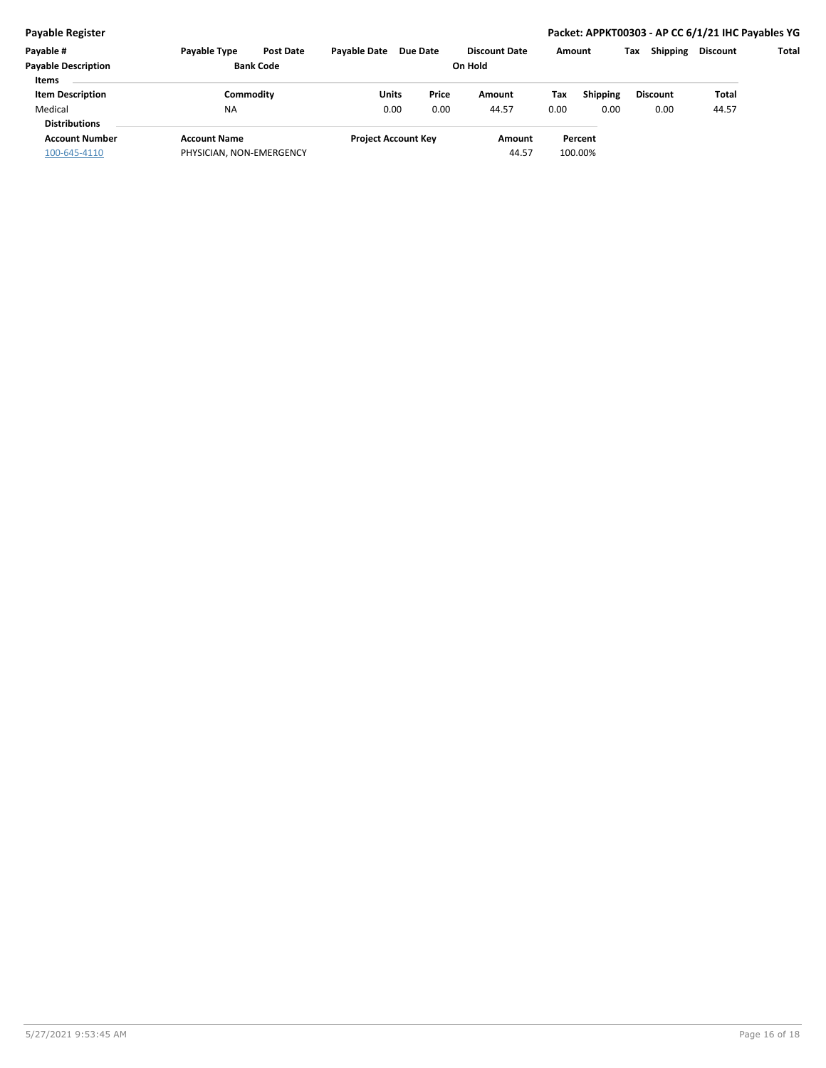**Payable Register** | **Packet: APPKT00303 - AP CC 6/1/21 IHC Payables YG**

| Payable # | Payable Type | Post Date | Payable Date | Due Date | Discount Date | Amount | Tax | Shipping | Discount | Total |
|---|---|---|---|---|---|---|---|---|---|---|
| **Payable Description** | | **Bank Code** | | | **On Hold** | | | | | |

**Items**

| Item Description | Commodity | Units | Price | Amount | Tax | Shipping | Discount | Total |
|---|---|---|---|---|---|---|---|---|
| Medical | NA | 0.00 | 0.00 | 44.57 | 0.00 | 0.00 | 0.00 | 44.57 |

**Distributions**

| Account Number | Account Name | Project Account Key | Amount | Percent |
|---|---|---|---|---|
| 100-645-4110 | PHYSICIAN, NON-EMERGENCY | | 44.57 | 100.00% |

5/27/2021 9:53:45 AM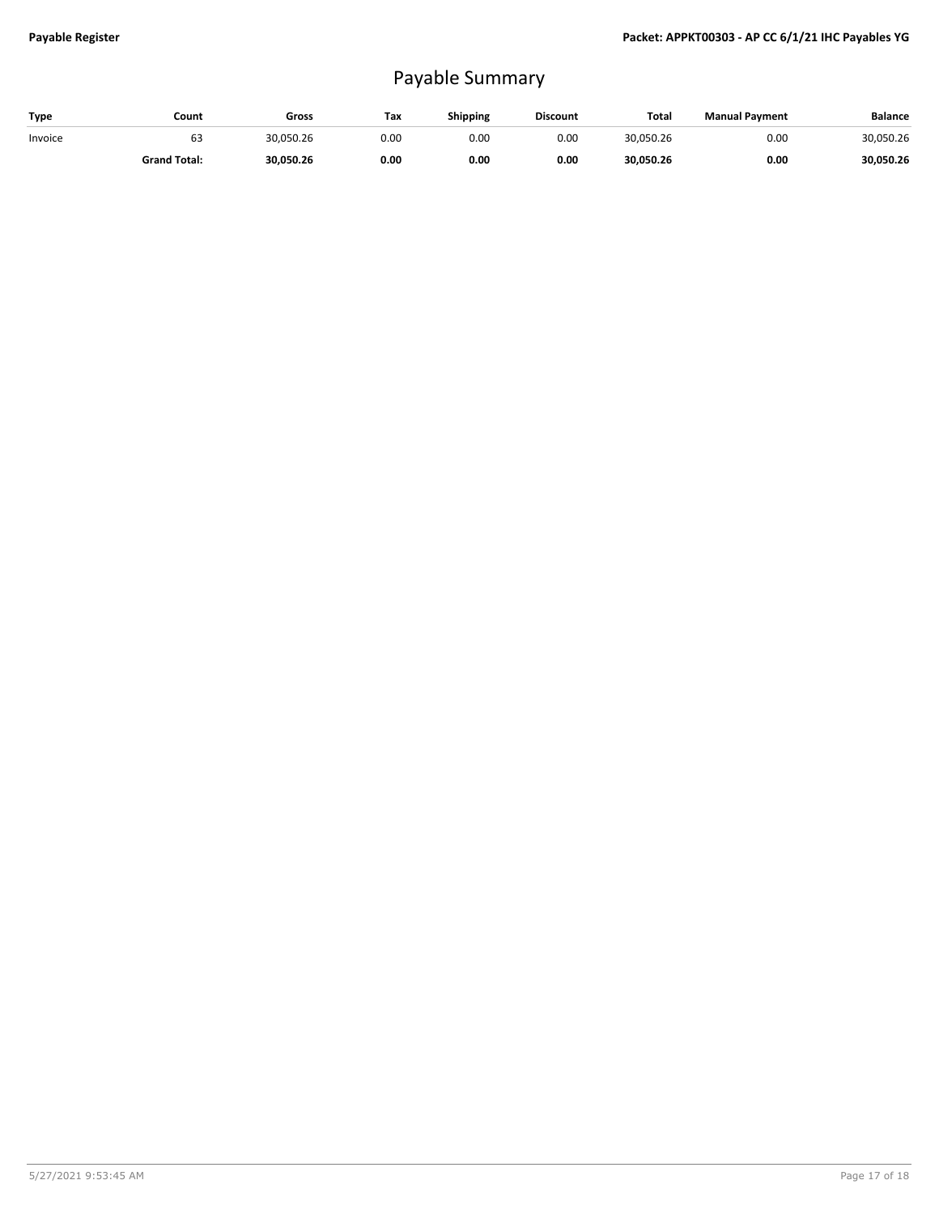# Payable Summary

| Type | Count | Gross | Tax | Shipping | Discount | Total | Manual Payment | Balance |
|---|---|---|---|---|---|---|---|---|
| Invoice | 63 | 30,050.26 | 0.00 | 0.00 | 0.00 | 30,050.26 | 0.00 | 30,050.26 |
| | **Grand Total:** | **30,050.26** | **0.00** | **0.00** | **0.00** | **30,050.26** | **0.00** | **30,050.26** |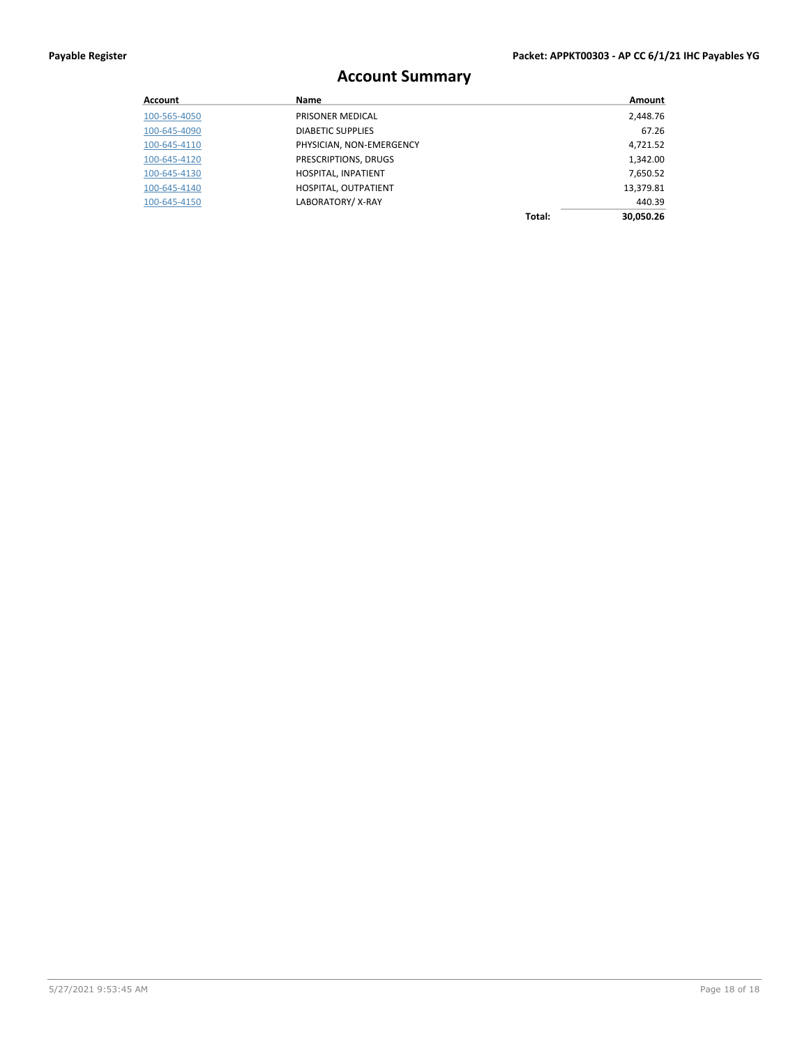# Account Summary

| Account | Name | | Amount |
|---|---|---|---|
| 100-565-4050 | PRISONER MEDICAL | | 2,448.76 |
| 100-645-4090 | DIABETIC SUPPLIES | | 67.26 |
| 100-645-4110 | PHYSICIAN, NON-EMERGENCY | | 4,721.52 |
| 100-645-4120 | PRESCRIPTIONS, DRUGS | | 1,342.00 |
| 100-645-4130 | HOSPITAL, INPATIENT | | 7,650.52 |
| 100-645-4140 | HOSPITAL, OUTPATIENT | | 13,379.81 |
| 100-645-4150 | LABORATORY/ X-RAY | | 440.39 |
| | | **Total:** | **30,050.26** |